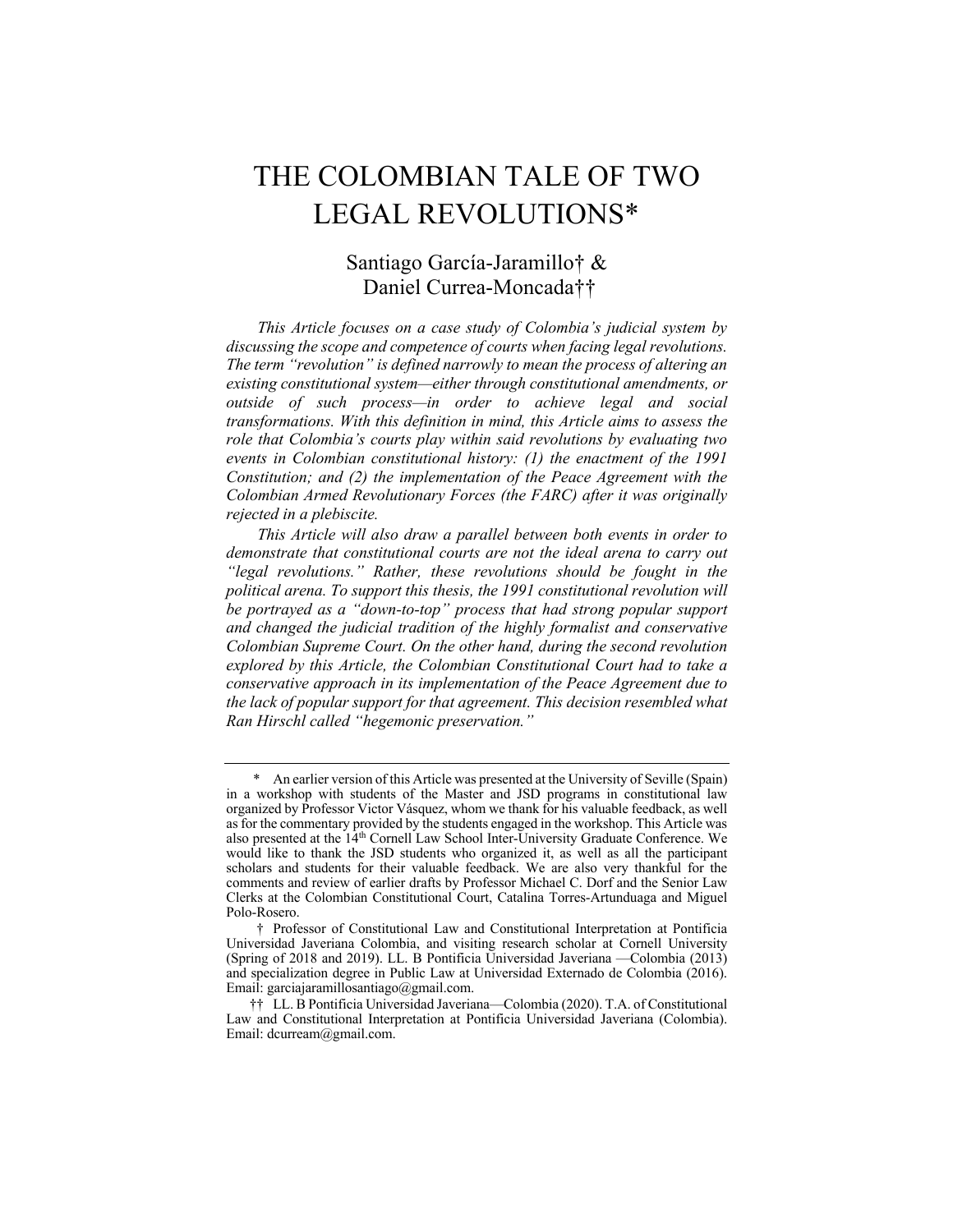# THE COLOMBIAN TALE OF TWO LEGAL REVOLUTIONS*

Santiago García-Jaramillo† & Daniel Currea-Moncada††

*This Article focuses on a case study of Colombia's judicial system by discussing the scope and competence of courts when facing legal revolutions. The term "revolution" is defined narrowly to mean the process of altering an existing constitutional system—either through constitutional amendments, or outside of such process—in order to achieve legal and social transformations. With this definition in mind, this Article aims to assess the role that Colombia's courts play within said revolutions by evaluating two events in Colombian constitutional history: (1) the enactment of the 1991 Constitution; and (2) the implementation of the Peace Agreement with the Colombian Armed Revolutionary Forces (the FARC) after it was originally rejected in a plebiscite.*

*This Article will also draw a parallel between both events in order to demonstrate that constitutional courts are not the ideal arena to carry out "legal revolutions." Rather, these revolutions should be fought in the political arena. To support this thesis, the 1991 constitutional revolution will be portrayed as a "down-to-top" process that had strong popular support and changed the judicial tradition of the highly formalist and conservative Colombian Supreme Court. On the other hand, during the second revolution explored by this Article, the Colombian Constitutional Court had to take a conservative approach in its implementation of the Peace Agreement due to the lack of popular support for that agreement. This decision resembled what Ran Hirschl called "hegemonic preservation."*

---

\* An earlier version of this Article was presented at the University of Seville (Spain) in a workshop with students of the Master and JSD programs in constitutional law organized by Professor Victor Vásquez, whom we thank for his valuable feedback, as well as for the commentary provided by the students engaged in the workshop. This Article was also presented at the 14th Cornell Law School Inter-University Graduate Conference. We would like to thank the JSD students who organized it, as well as all the participant scholars and students for their valuable feedback. We are also very thankful for the comments and review of earlier drafts by Professor Michael C. Dorf and the Senior Law Clerks at the Colombian Constitutional Court, Catalina Torres-Artunduaga and Miguel Polo-Rosero.

† Professor of Constitutional Law and Constitutional Interpretation at Pontificia Universidad Javeriana Colombia, and visiting research scholar at Cornell University (Spring of 2018 and 2019). LL. B Pontificia Universidad Javeriana —Colombia (2013) and specialization degree in Public Law at Universidad Externado de Colombia (2016). Email: garciajaramillosantiago@gmail.com.

†† LL. B Pontificia Universidad Javeriana—Colombia (2020). T.A. of Constitutional Law and Constitutional Interpretation at Pontificia Universidad Javeriana (Colombia). Email: dcurream@gmail.com.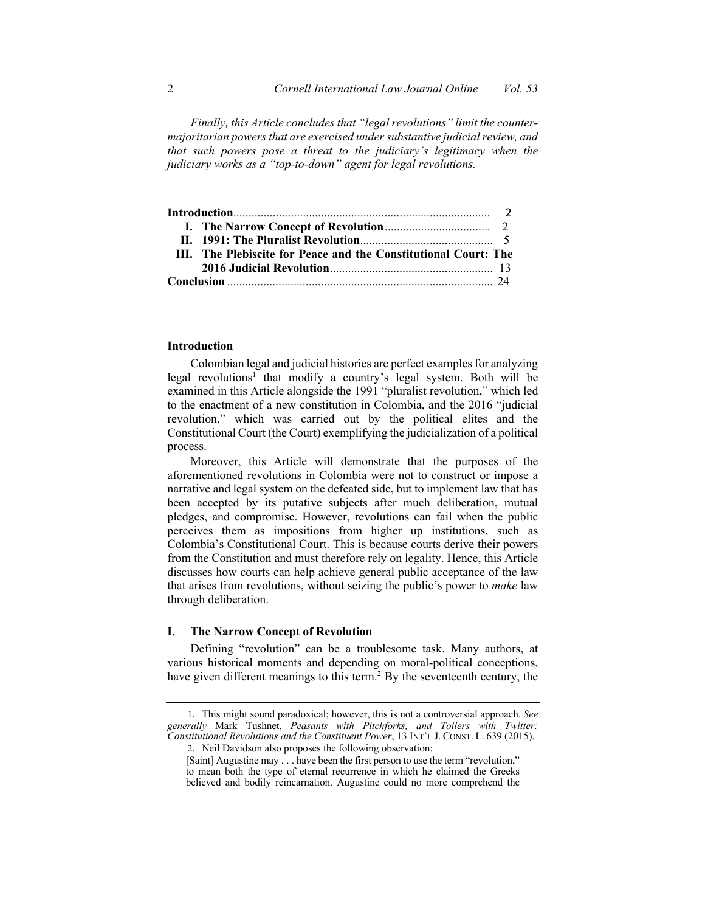*Finally, this Article concludes that "legal revolutions" limit the counter-majoritarian powers that are exercised under substantive judicial review, and that such powers pose a threat to the judiciary's legitimacy when the judiciary works as a "top-to-down" agent for legal revolutions.*

| | |
|---|---|
| **Introduction** | 2 |
| **I. The Narrow Concept of Revolution** | 2 |
| **II. 1991: The Pluralist Revolution** | 5 |
| **III. The Plebiscite for Peace and the Constitutional Court: The 2016 Judicial Revolution** | 13 |
| **Conclusion** | 24 |

## Introduction

Colombian legal and judicial histories are perfect examples for analyzing legal revolutions[1] that modify a country's legal system. Both will be examined in this Article alongside the 1991 "pluralist revolution," which led to the enactment of a new constitution in Colombia, and the 2016 "judicial revolution," which was carried out by the political elites and the Constitutional Court (the Court) exemplifying the judicialization of a political process.

Moreover, this Article will demonstrate that the purposes of the aforementioned revolutions in Colombia were not to construct or impose a narrative and legal system on the defeated side, but to implement law that has been accepted by its putative subjects after much deliberation, mutual pledges, and compromise. However, revolutions can fail when the public perceives them as impositions from higher up institutions, such as Colombia's Constitutional Court. This is because courts derive their powers from the Constitution and must therefore rely on legality. Hence, this Article discusses how courts can help achieve general public acceptance of the law that arises from revolutions, without seizing the public's power to *make* law through deliberation.

## I. The Narrow Concept of Revolution

Defining "revolution" can be a troublesome task. Many authors, at various historical moments and depending on moral-political conceptions, have given different meanings to this term.[2] By the seventeenth century, the

---

1. This might sound paradoxical; however, this is not a controversial approach. *See generally* Mark Tushnet, *Peasants with Pitchforks, and Toilers with Twitter: Constitutional Revolutions and the Constituent Power*, 13 INT'L J. CONST. L. 639 (2015).

2. Neil Davidson also proposes the following observation:

> [Saint] Augustine may . . . have been the first person to use the term "revolution," to mean both the type of eternal recurrence in which he claimed the Greeks believed and bodily reincarnation. Augustine could no more comprehend the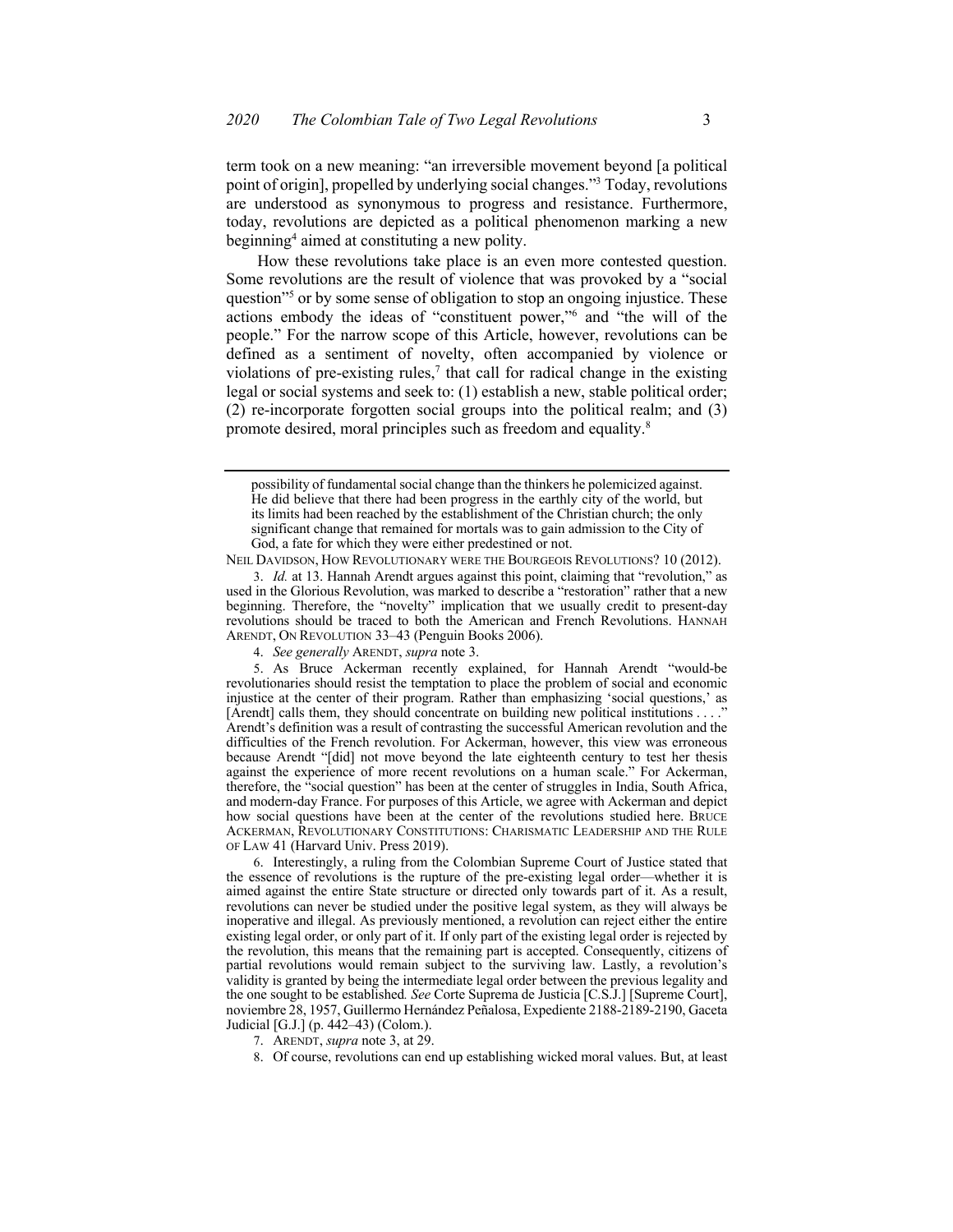term took on a new meaning: "an irreversible movement beyond [a political point of origin], propelled by underlying social changes."[3] Today, revolutions are understood as synonymous to progress and resistance. Furthermore, today, revolutions are depicted as a political phenomenon marking a new beginning[4] aimed at constituting a new polity.

How these revolutions take place is an even more contested question. Some revolutions are the result of violence that was provoked by a "social question"[5] or by some sense of obligation to stop an ongoing injustice. These actions embody the ideas of "constituent power,"[6] and "the will of the people." For the narrow scope of this Article, however, revolutions can be defined as a sentiment of novelty, often accompanied by violence or violations of pre-existing rules,[7] that call for radical change in the existing legal or social systems and seek to: (1) establish a new, stable political order; (2) re-incorporate forgotten social groups into the political realm; and (3) promote desired, moral principles such as freedom and equality.[8]

---

> possibility of fundamental social change than the thinkers he polemicized against. He did believe that there had been progress in the earthly city of the world, but its limits had been reached by the establishment of the Christian church; the only significant change that remained for mortals was to gain admission to the City of God, a fate for which they were either predestined or not.

NEIL DAVIDSON, HOW REVOLUTIONARY WERE THE BOURGEOIS REVOLUTIONS? 10 (2012).

3. *Id.* at 13. Hannah Arendt argues against this point, claiming that "revolution," as used in the Glorious Revolution, was marked to describe a "restoration" rather that a new beginning. Therefore, the "novelty" implication that we usually credit to present-day revolutions should be traced to both the American and French Revolutions. HANNAH ARENDT, ON REVOLUTION 33–43 (Penguin Books 2006).

4. *See generally* ARENDT, *supra* note 3.

5. As Bruce Ackerman recently explained, for Hannah Arendt "would-be revolutionaries should resist the temptation to place the problem of social and economic injustice at the center of their program. Rather than emphasizing 'social questions,' as [Arendt] calls them, they should concentrate on building new political institutions . . . ." Arendt's definition was a result of contrasting the successful American revolution and the difficulties of the French revolution. For Ackerman, however, this view was erroneous because Arendt "[did] not move beyond the late eighteenth century to test her thesis against the experience of more recent revolutions on a human scale." For Ackerman, therefore, the "social question" has been at the center of struggles in India, South Africa, and modern-day France. For purposes of this Article, we agree with Ackerman and depict how social questions have been at the center of the revolutions studied here. BRUCE ACKERMAN, REVOLUTIONARY CONSTITUTIONS: CHARISMATIC LEADERSHIP AND THE RULE OF LAW 41 (Harvard Univ. Press 2019).

6. Interestingly, a ruling from the Colombian Supreme Court of Justice stated that the essence of revolutions is the rupture of the pre-existing legal order—whether it is aimed against the entire State structure or directed only towards part of it. As a result, revolutions can never be studied under the positive legal system, as they will always be inoperative and illegal. As previously mentioned, a revolution can reject either the entire existing legal order, or only part of it. If only part of the existing legal order is rejected by the revolution, this means that the remaining part is accepted. Consequently, citizens of partial revolutions would remain subject to the surviving law. Lastly, a revolution's validity is granted by being the intermediate legal order between the previous legality and the one sought to be established*. See* Corte Suprema de Justicia [C.S.J.] [Supreme Court], noviembre 28, 1957, Guillermo Hernández Peñalosa, Expediente 2188-2189-2190, Gaceta Judicial [G.J.] (p. 442–43) (Colom.).

7. ARENDT, *supra* note 3, at 29.

8. Of course, revolutions can end up establishing wicked moral values. But, at least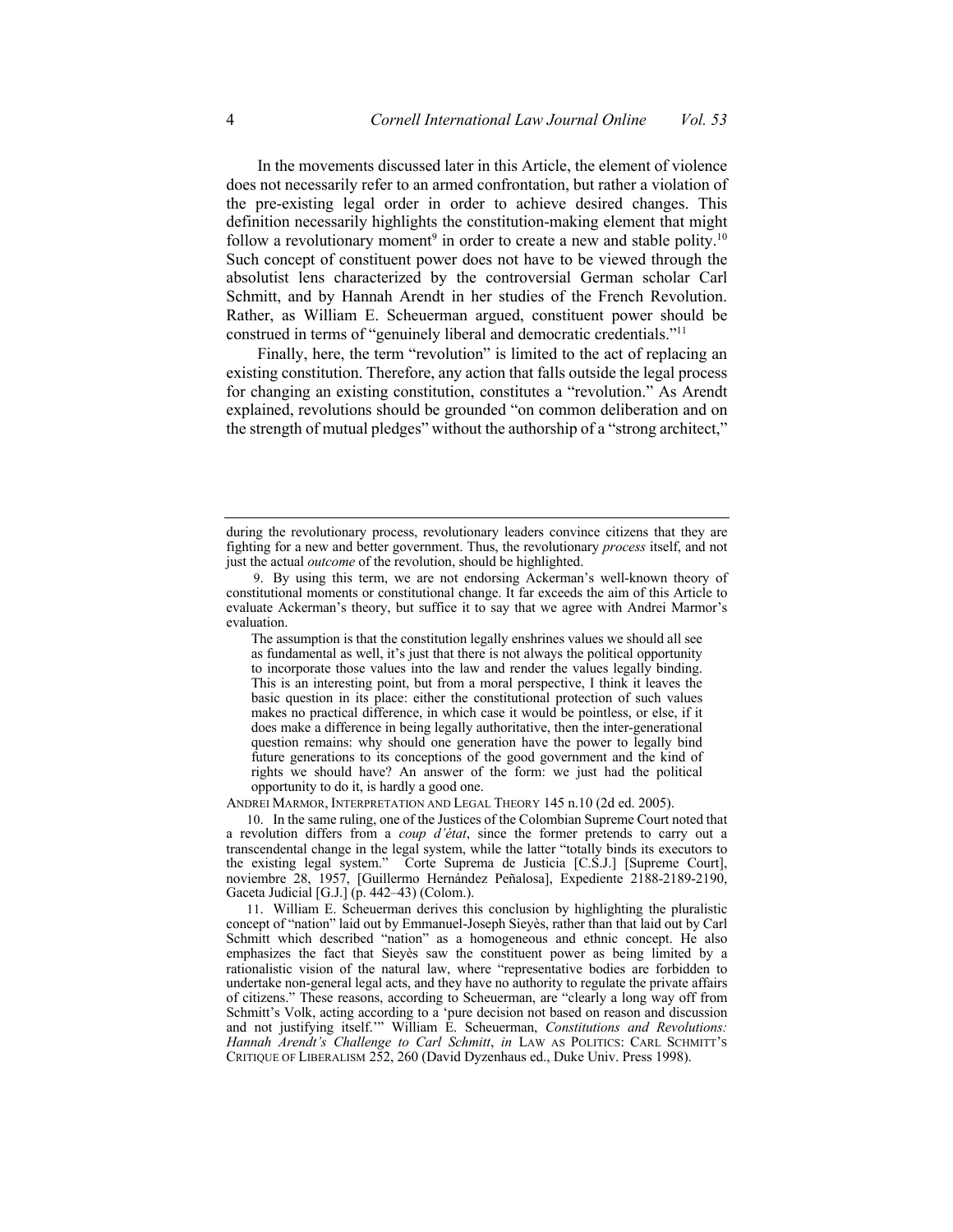In the movements discussed later in this Article, the element of violence does not necessarily refer to an armed confrontation, but rather a violation of the pre-existing legal order in order to achieve desired changes. This definition necessarily highlights the constitution-making element that might follow a revolutionary moment[9] in order to create a new and stable polity.[10] Such concept of constituent power does not have to be viewed through the absolutist lens characterized by the controversial German scholar Carl Schmitt, and by Hannah Arendt in her studies of the French Revolution. Rather, as William E. Scheuerman argued, constituent power should be construed in terms of "genuinely liberal and democratic credentials."[11]

Finally, here, the term "revolution" is limited to the act of replacing an existing constitution. Therefore, any action that falls outside the legal process for changing an existing constitution, constitutes a "revolution." As Arendt explained, revolutions should be grounded "on common deliberation and on the strength of mutual pledges" without the authorship of a "strong architect,"

---

during the revolutionary process, revolutionary leaders convince citizens that they are fighting for a new and better government. Thus, the revolutionary *process* itself, and not just the actual *outcome* of the revolution, should be highlighted.

9. By using this term, we are not endorsing Ackerman's well-known theory of constitutional moments or constitutional change. It far exceeds the aim of this Article to evaluate Ackerman's theory, but suffice it to say that we agree with Andrei Marmor's evaluation.

> The assumption is that the constitution legally enshrines values we should all see as fundamental as well, it's just that there is not always the political opportunity to incorporate those values into the law and render the values legally binding. This is an interesting point, but from a moral perspective, I think it leaves the basic question in its place: either the constitutional protection of such values makes no practical difference, in which case it would be pointless, or else, if it does make a difference in being legally authoritative, then the inter-generational question remains: why should one generation have the power to legally bind future generations to its conceptions of the good government and the kind of rights we should have? An answer of the form: we just had the political opportunity to do it, is hardly a good one.

ANDREI MARMOR, INTERPRETATION AND LEGAL THEORY 145 n.10 (2d ed. 2005).

10. In the same ruling, one of the Justices of the Colombian Supreme Court noted that a revolution differs from a *coup d'état*, since the former pretends to carry out a transcendental change in the legal system, while the latter "totally binds its executors to the existing legal system." Corte Suprema de Justicia [C.S.J.] [Supreme Court], noviembre 28, 1957, [Guillermo Hernández Peñalosa], Expediente 2188-2189-2190, Gaceta Judicial [G.J.] (p. 442–43) (Colom.).

11. William E. Scheuerman derives this conclusion by highlighting the pluralistic concept of "nation" laid out by Emmanuel-Joseph Sieyès, rather than that laid out by Carl Schmitt which described "nation" as a homogeneous and ethnic concept. He also emphasizes the fact that Sieyès saw the constituent power as being limited by a rationalistic vision of the natural law, where "representative bodies are forbidden to undertake non-general legal acts, and they have no authority to regulate the private affairs of citizens." These reasons, according to Scheuerman, are "clearly a long way off from Schmitt's Volk, acting according to a 'pure decision not based on reason and discussion and not justifying itself.'" William E. Scheuerman, *Constitutions and Revolutions: Hannah Arendt's Challenge to Carl Schmitt*, *in* LAW AS POLITICS: CARL SCHMITT'S CRITIQUE OF LIBERALISM 252, 260 (David Dyzenhaus ed., Duke Univ. Press 1998).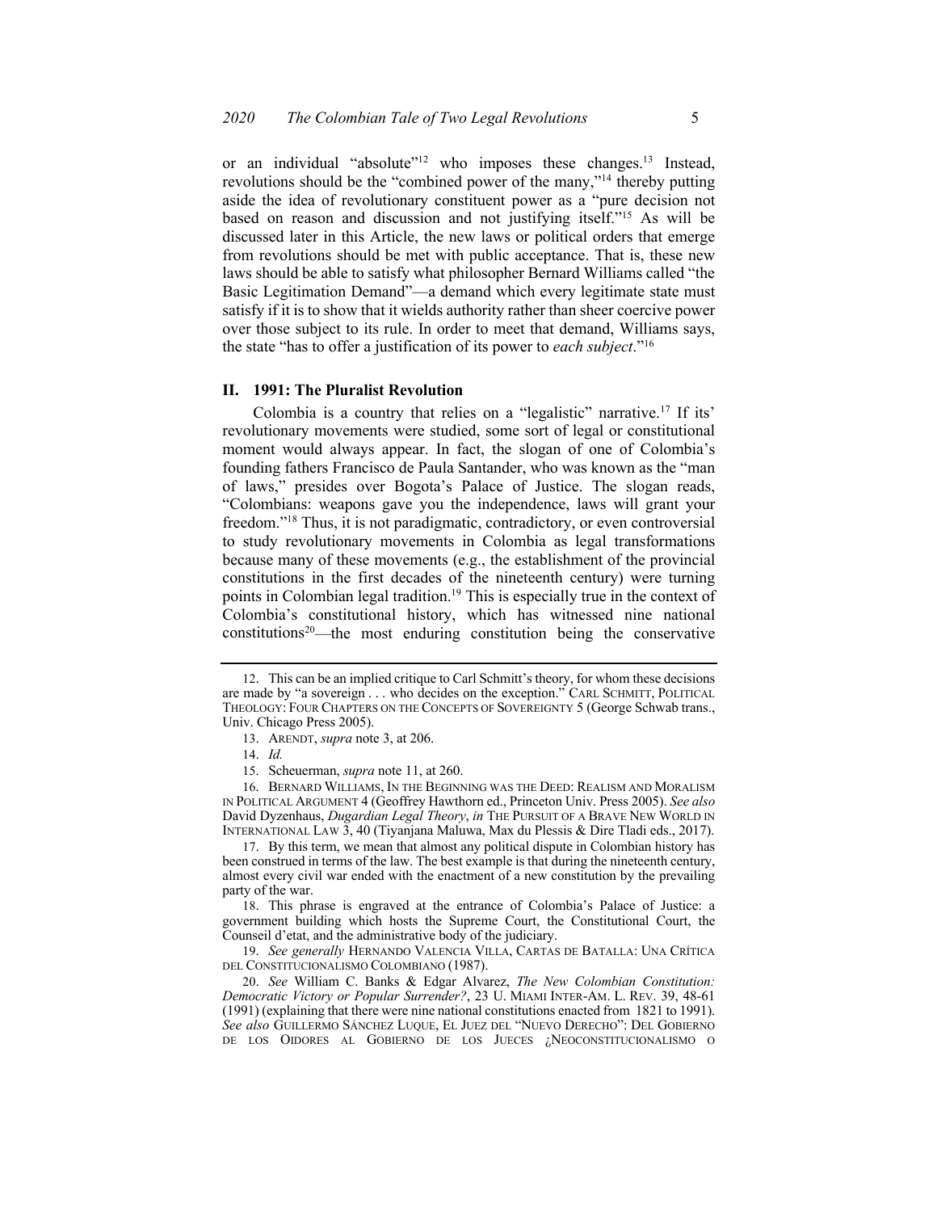or an individual "absolute"[12] who imposes these changes.[13] Instead, revolutions should be the "combined power of the many,"[14] thereby putting aside the idea of revolutionary constituent power as a "pure decision not based on reason and discussion and not justifying itself."[15] As will be discussed later in this Article, the new laws or political orders that emerge from revolutions should be met with public acceptance. That is, these new laws should be able to satisfy what philosopher Bernard Williams called "the Basic Legitimation Demand"—a demand which every legitimate state must satisfy if it is to show that it wields authority rather than sheer coercive power over those subject to its rule. In order to meet that demand, Williams says, the state "has to offer a justification of its power to *each subject*."[16]

## II. 1991: The Pluralist Revolution

Colombia is a country that relies on a "legalistic" narrative.[17] If its' revolutionary movements were studied, some sort of legal or constitutional moment would always appear. In fact, the slogan of one of Colombia's founding fathers Francisco de Paula Santander, who was known as the "man of laws," presides over Bogota's Palace of Justice. The slogan reads, "Colombians: weapons gave you the independence, laws will grant your freedom."[18] Thus, it is not paradigmatic, contradictory, or even controversial to study revolutionary movements in Colombia as legal transformations because many of these movements (e.g., the establishment of the provincial constitutions in the first decades of the nineteenth century) were turning points in Colombian legal tradition.[19] This is especially true in the context of Colombia's constitutional history, which has witnessed nine national constitutions[20]—the most enduring constitution being the conservative

---

12. This can be an implied critique to Carl Schmitt's theory, for whom these decisions are made by "a sovereign . . . who decides on the exception." CARL SCHMITT, POLITICAL THEOLOGY: FOUR CHAPTERS ON THE CONCEPTS OF SOVEREIGNTY 5 (George Schwab trans., Univ. Chicago Press 2005).

13. ARENDT, *supra* note 3, at 206.

14. *Id.*

15. Scheuerman, *supra* note 11, at 260.

16. BERNARD WILLIAMS, IN THE BEGINNING WAS THE DEED: REALISM AND MORALISM IN POLITICAL ARGUMENT 4 (Geoffrey Hawthorn ed., Princeton Univ. Press 2005). *See also* David Dyzenhaus, *Dugardian Legal Theory*, *in* THE PURSUIT OF A BRAVE NEW WORLD IN INTERNATIONAL LAW 3, 40 (Tiyanjana Maluwa, Max du Plessis & Dire Tladi eds., 2017).

17. By this term, we mean that almost any political dispute in Colombian history has been construed in terms of the law. The best example is that during the nineteenth century, almost every civil war ended with the enactment of a new constitution by the prevailing party of the war.

18. This phrase is engraved at the entrance of Colombia's Palace of Justice: a government building which hosts the Supreme Court, the Constitutional Court, the Counseil d'etat, and the administrative body of the judiciary.

19. *See generally* HERNANDO VALENCIA VILLA, CARTAS DE BATALLA: UNA CRÍTICA DEL CONSTITUCIONALISMO COLOMBIANO (1987).

20. *See* William C. Banks & Edgar Alvarez, *The New Colombian Constitution: Democratic Victory or Popular Surrender?*, 23 U. MIAMI INTER-AM. L. REV. 39, 48-61 (1991) (explaining that there were nine national constitutions enacted from 1821 to 1991). *See also* GUILLERMO SÁNCHEZ LUQUE, EL JUEZ DEL "NUEVO DERECHO": DEL GOBIERNO DE LOS OIDORES AL GOBIERNO DE LOS JUECES ¿NEOCONSTITUCIONALISMO O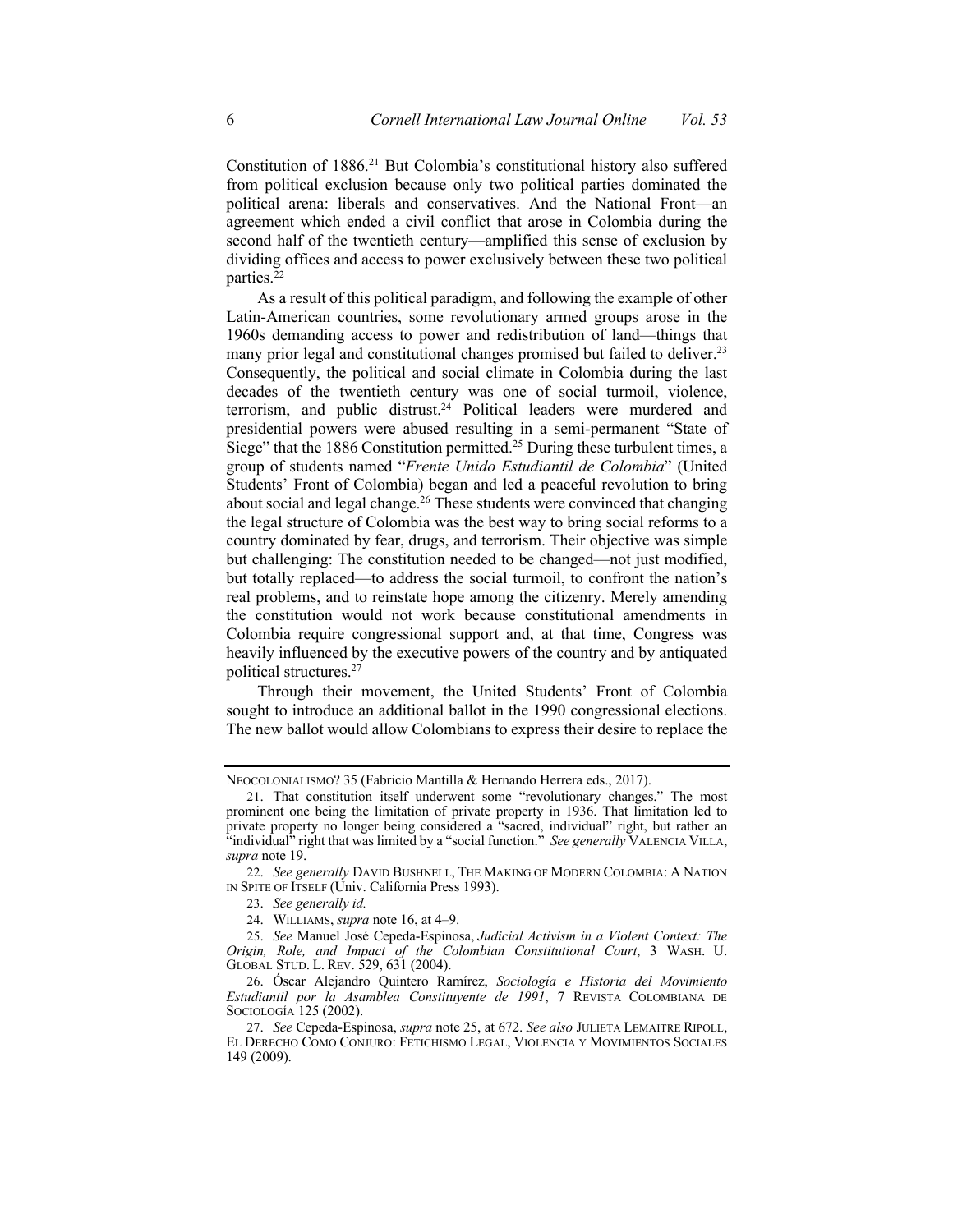Constitution of 1886.[21] But Colombia's constitutional history also suffered from political exclusion because only two political parties dominated the political arena: liberals and conservatives. And the National Front—an agreement which ended a civil conflict that arose in Colombia during the second half of the twentieth century—amplified this sense of exclusion by dividing offices and access to power exclusively between these two political parties.[22]

As a result of this political paradigm, and following the example of other Latin-American countries, some revolutionary armed groups arose in the 1960s demanding access to power and redistribution of land—things that many prior legal and constitutional changes promised but failed to deliver.[23] Consequently, the political and social climate in Colombia during the last decades of the twentieth century was one of social turmoil, violence, terrorism, and public distrust.[24] Political leaders were murdered and presidential powers were abused resulting in a semi-permanent "State of Siege" that the 1886 Constitution permitted.[25] During these turbulent times, a group of students named "*Frente Unido Estudiantil de Colombia*" (United Students' Front of Colombia) began and led a peaceful revolution to bring about social and legal change.[26] These students were convinced that changing the legal structure of Colombia was the best way to bring social reforms to a country dominated by fear, drugs, and terrorism. Their objective was simple but challenging: The constitution needed to be changed—not just modified, but totally replaced—to address the social turmoil, to confront the nation's real problems, and to reinstate hope among the citizenry. Merely amending the constitution would not work because constitutional amendments in Colombia require congressional support and, at that time, Congress was heavily influenced by the executive powers of the country and by antiquated political structures.[27]

Through their movement, the United Students' Front of Colombia sought to introduce an additional ballot in the 1990 congressional elections. The new ballot would allow Colombians to express their desire to replace the

---

NEOCOLONIALISMO? 35 (Fabricio Mantilla & Hernando Herrera eds., 2017).

21. That constitution itself underwent some "revolutionary changes." The most prominent one being the limitation of private property in 1936. That limitation led to private property no longer being considered a "sacred, individual" right, but rather an "individual" right that was limited by a "social function." *See generally* VALENCIA VILLA, *supra* note 19.

22. *See generally* DAVID BUSHNELL, THE MAKING OF MODERN COLOMBIA: A NATION IN SPITE OF ITSELF (Univ. California Press 1993).

23. *See generally id.*

24. WILLIAMS, *supra* note 16, at 4–9.

25. *See* Manuel José Cepeda-Espinosa, *Judicial Activism in a Violent Context: The Origin, Role, and Impact of the Colombian Constitutional Court*, 3 WASH. U. GLOBAL STUD. L. REV. 529, 631 (2004).

26. Óscar Alejandro Quintero Ramírez, *Sociología e Historia del Movimiento Estudiantil por la Asamblea Constituyente de 1991*, 7 REVISTA COLOMBIANA DE SOCIOLOGÍA 125 (2002).

27. *See* Cepeda-Espinosa, *supra* note 25, at 672. *See also* JULIETA LEMAITRE RIPOLL, EL DERECHO COMO CONJURO: FETICHISMO LEGAL, VIOLENCIA Y MOVIMIENTOS SOCIALES 149 (2009).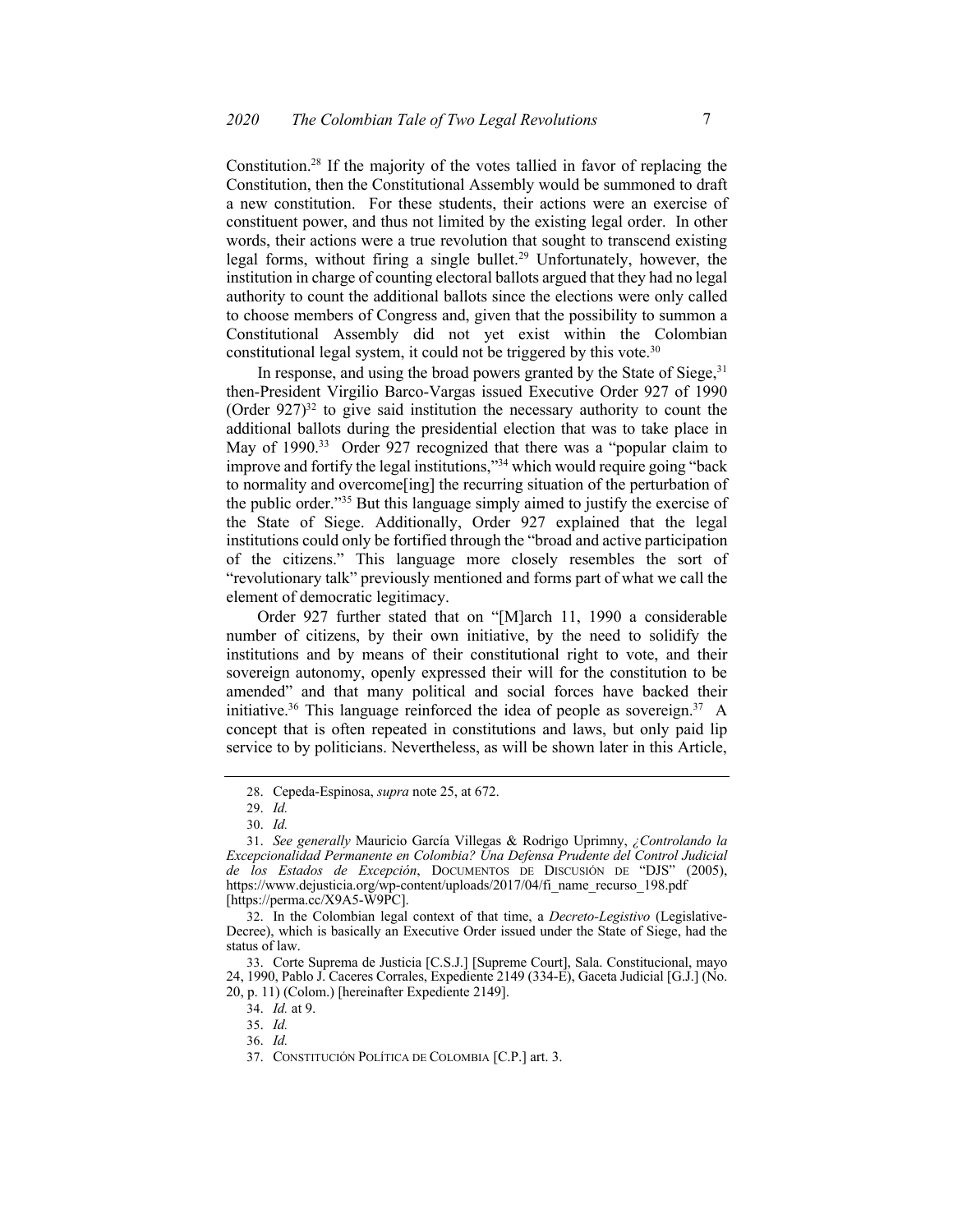Constitution.[28] If the majority of the votes tallied in favor of replacing the Constitution, then the Constitutional Assembly would be summoned to draft a new constitution. For these students, their actions were an exercise of constituent power, and thus not limited by the existing legal order. In other words, their actions were a true revolution that sought to transcend existing legal forms, without firing a single bullet.[29] Unfortunately, however, the institution in charge of counting electoral ballots argued that they had no legal authority to count the additional ballots since the elections were only called to choose members of Congress and, given that the possibility to summon a Constitutional Assembly did not yet exist within the Colombian constitutional legal system, it could not be triggered by this vote.[30]

In response, and using the broad powers granted by the State of Siege,[31] then-President Virgilio Barco-Vargas issued Executive Order 927 of 1990 (Order 927)[32] to give said institution the necessary authority to count the additional ballots during the presidential election that was to take place in May of 1990.[33] Order 927 recognized that there was a "popular claim to improve and fortify the legal institutions,"[34] which would require going "back to normality and overcome[ing] the recurring situation of the perturbation of the public order."[35] But this language simply aimed to justify the exercise of the State of Siege. Additionally, Order 927 explained that the legal institutions could only be fortified through the "broad and active participation of the citizens." This language more closely resembles the sort of "revolutionary talk" previously mentioned and forms part of what we call the element of democratic legitimacy.

Order 927 further stated that on "[M]arch 11, 1990 a considerable number of citizens, by their own initiative, by the need to solidify the institutions and by means of their constitutional right to vote, and their sovereign autonomy, openly expressed their will for the constitution to be amended" and that many political and social forces have backed their initiative.[36] This language reinforced the idea of people as sovereign.[37] A concept that is often repeated in constitutions and laws, but only paid lip service to by politicians. Nevertheless, as will be shown later in this Article,

---

28. Cepeda-Espinosa, *supra* note 25, at 672.

29. *Id.*

30. *Id.*

31. *See generally* Mauricio García Villegas & Rodrigo Uprimny, *¿Controlando la Excepcionalidad Permanente en Colombia? Una Defensa Prudente del Control Judicial de los Estados de Excepción*, DOCUMENTOS DE DISCUSIÓN DE "DJS" (2005), https://www.dejusticia.org/wp-content/uploads/2017/04/fi_name_recurso_198.pdf [https://perma.cc/X9A5-W9PC].

32. In the Colombian legal context of that time, a *Decreto-Legistivo* (Legislative-Decree), which is basically an Executive Order issued under the State of Siege, had the status of law.

33. Corte Suprema de Justicia [C.S.J.] [Supreme Court], Sala. Constitucional, mayo 24, 1990, Pablo J. Caceres Corrales, Expediente 2149 (334-E), Gaceta Judicial [G.J.] (No. 20, p. 11) (Colom.) [hereinafter Expediente 2149].

34. *Id.* at 9.

35. *Id.*

36. *Id.*

37. CONSTITUCIÓN POLÍTICA DE COLOMBIA [C.P.] art. 3.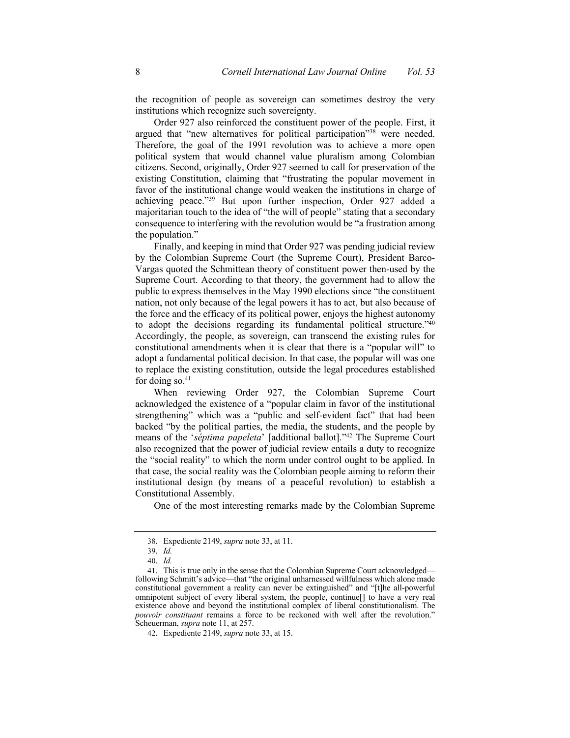the recognition of people as sovereign can sometimes destroy the very institutions which recognize such sovereignty.

Order 927 also reinforced the constituent power of the people. First, it argued that "new alternatives for political participation"[38] were needed. Therefore, the goal of the 1991 revolution was to achieve a more open political system that would channel value pluralism among Colombian citizens. Second, originally, Order 927 seemed to call for preservation of the existing Constitution, claiming that "frustrating the popular movement in favor of the institutional change would weaken the institutions in charge of achieving peace."[39] But upon further inspection, Order 927 added a majoritarian touch to the idea of "the will of people" stating that a secondary consequence to interfering with the revolution would be "a frustration among the population."

Finally, and keeping in mind that Order 927 was pending judicial review by the Colombian Supreme Court (the Supreme Court), President Barco-Vargas quoted the Schmittean theory of constituent power then-used by the Supreme Court. According to that theory, the government had to allow the public to express themselves in the May 1990 elections since "the constituent nation, not only because of the legal powers it has to act, but also because of the force and the efficacy of its political power, enjoys the highest autonomy to adopt the decisions regarding its fundamental political structure."[40] Accordingly, the people, as sovereign, can transcend the existing rules for constitutional amendments when it is clear that there is a "popular will" to adopt a fundamental political decision. In that case, the popular will was one to replace the existing constitution, outside the legal procedures established for doing so.[41]

When reviewing Order 927, the Colombian Supreme Court acknowledged the existence of a "popular claim in favor of the institutional strengthening" which was a "public and self-evident fact" that had been backed "by the political parties, the media, the students, and the people by means of the '*séptima papeleta*' [additional ballot]."[42] The Supreme Court also recognized that the power of judicial review entails a duty to recognize the "social reality" to which the norm under control ought to be applied. In that case, the social reality was the Colombian people aiming to reform their institutional design (by means of a peaceful revolution) to establish a Constitutional Assembly.

One of the most interesting remarks made by the Colombian Supreme

---

38. Expediente 2149, *supra* note 33, at 11.

39. *Id.*

40. *Id.*

41. This is true only in the sense that the Colombian Supreme Court acknowledged—following Schmitt's advice—that "the original unharnessed willfulness which alone made constitutional government a reality can never be extinguished" and "[t]he all-powerful omnipotent subject of every liberal system, the people, continue[] to have a very real existence above and beyond the institutional complex of liberal constitutionalism. The *pouvoir constituant* remains a force to be reckoned with well after the revolution." Scheuerman, *supra* note 11, at 257.

42. Expediente 2149, *supra* note 33, at 15.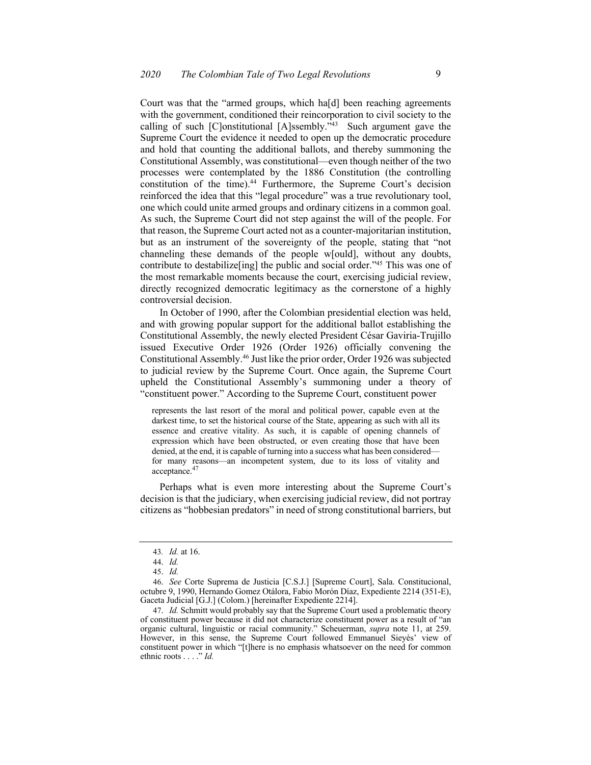Court was that the "armed groups, which ha[d] been reaching agreements with the government, conditioned their reincorporation to civil society to the calling of such [C]onstitutional [A]ssembly."[43] Such argument gave the Supreme Court the evidence it needed to open up the democratic procedure and hold that counting the additional ballots, and thereby summoning the Constitutional Assembly, was constitutional—even though neither of the two processes were contemplated by the 1886 Constitution (the controlling constitution of the time).[44] Furthermore, the Supreme Court's decision reinforced the idea that this "legal procedure" was a true revolutionary tool, one which could unite armed groups and ordinary citizens in a common goal. As such, the Supreme Court did not step against the will of the people. For that reason, the Supreme Court acted not as a counter-majoritarian institution, but as an instrument of the sovereignty of the people, stating that "not channeling these demands of the people w[ould], without any doubts, contribute to destabilize[ing] the public and social order."[45] This was one of the most remarkable moments because the court, exercising judicial review, directly recognized democratic legitimacy as the cornerstone of a highly controversial decision.

In October of 1990, after the Colombian presidential election was held, and with growing popular support for the additional ballot establishing the Constitutional Assembly, the newly elected President César Gaviria-Trujillo issued Executive Order 1926 (Order 1926) officially convening the Constitutional Assembly.[46] Just like the prior order, Order 1926 was subjected to judicial review by the Supreme Court. Once again, the Supreme Court upheld the Constitutional Assembly's summoning under a theory of "constituent power." According to the Supreme Court, constituent power

> represents the last resort of the moral and political power, capable even at the darkest time, to set the historical course of the State, appearing as such with all its essence and creative vitality. As such, it is capable of opening channels of expression which have been obstructed, or even creating those that have been denied, at the end, it is capable of turning into a success what has been considered—for many reasons—an incompetent system, due to its loss of vitality and acceptance.[47]

Perhaps what is even more interesting about the Supreme Court's decision is that the judiciary, when exercising judicial review, did not portray citizens as "hobbesian predators" in need of strong constitutional barriers, but

---

43. *Id.* at 16.

44. *Id.*

45. *Id.*

46. *See* Corte Suprema de Justicia [C.S.J.] [Supreme Court], Sala. Constitucional, octubre 9, 1990, Hernando Gomez Otálora, Fabio Morón Díaz, Expediente 2214 (351-E), Gaceta Judicial [G.J.] (Colom.) [hereinafter Expediente 2214].

47. *Id.* Schmitt would probably say that the Supreme Court used a problematic theory of constituent power because it did not characterize constituent power as a result of "an organic cultural, linguistic or racial community." Scheuerman, *supra* note 11, at 259. However, in this sense, the Supreme Court followed Emmanuel Sieyès' view of constituent power in which "[t]here is no emphasis whatsoever on the need for common ethnic roots . . . ." *Id.*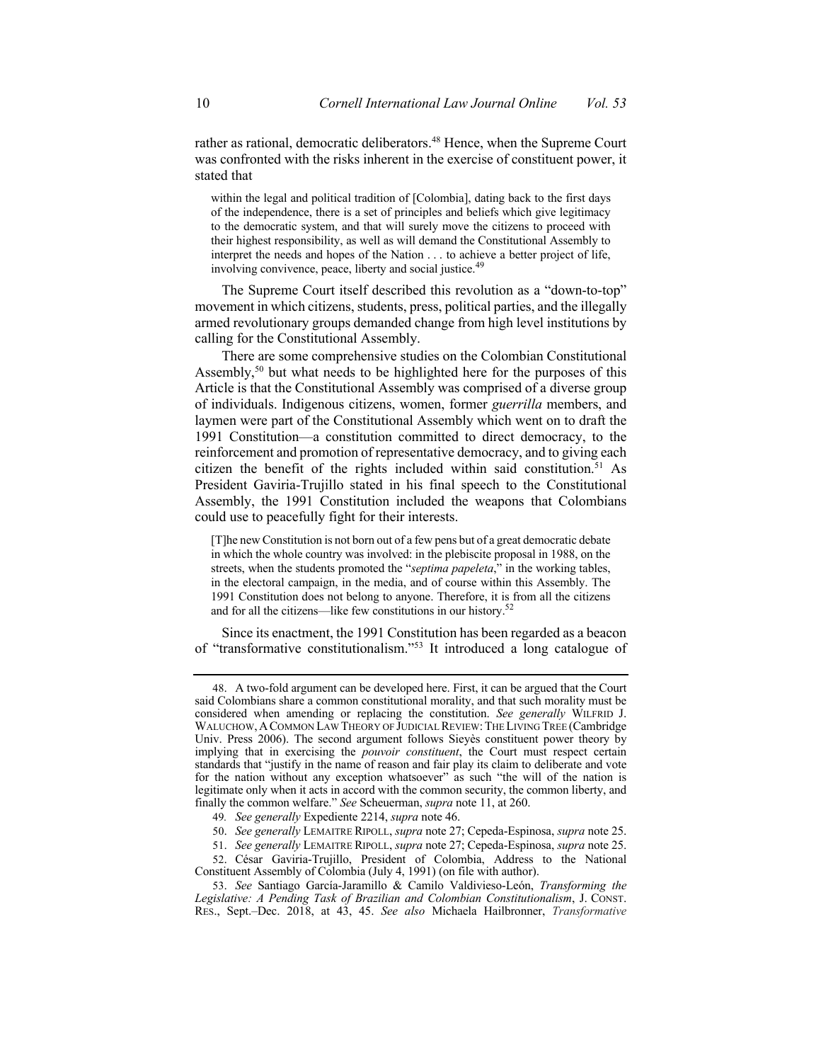rather as rational, democratic deliberators.[48] Hence, when the Supreme Court was confronted with the risks inherent in the exercise of constituent power, it stated that

> within the legal and political tradition of [Colombia], dating back to the first days of the independence, there is a set of principles and beliefs which give legitimacy to the democratic system, and that will surely move the citizens to proceed with their highest responsibility, as well as will demand the Constitutional Assembly to interpret the needs and hopes of the Nation . . . to achieve a better project of life, involving convivence, peace, liberty and social justice.[49]

The Supreme Court itself described this revolution as a "down-to-top" movement in which citizens, students, press, political parties, and the illegally armed revolutionary groups demanded change from high level institutions by calling for the Constitutional Assembly.

There are some comprehensive studies on the Colombian Constitutional Assembly,[50] but what needs to be highlighted here for the purposes of this Article is that the Constitutional Assembly was comprised of a diverse group of individuals. Indigenous citizens, women, former *guerrilla* members, and laymen were part of the Constitutional Assembly which went on to draft the 1991 Constitution—a constitution committed to direct democracy, to the reinforcement and promotion of representative democracy, and to giving each citizen the benefit of the rights included within said constitution.[51] As President Gaviria-Trujillo stated in his final speech to the Constitutional Assembly, the 1991 Constitution included the weapons that Colombians could use to peacefully fight for their interests.

> [T]he new Constitution is not born out of a few pens but of a great democratic debate in which the whole country was involved: in the plebiscite proposal in 1988, on the streets, when the students promoted the "*septima papeleta*," in the working tables, in the electoral campaign, in the media, and of course within this Assembly. The 1991 Constitution does not belong to anyone. Therefore, it is from all the citizens and for all the citizens—like few constitutions in our history.[52]

Since its enactment, the 1991 Constitution has been regarded as a beacon of "transformative constitutionalism."[53] It introduced a long catalogue of

---

48. A two-fold argument can be developed here. First, it can be argued that the Court said Colombians share a common constitutional morality, and that such morality must be considered when amending or replacing the constitution. *See generally* WILFRID J. WALUCHOW, A COMMON LAW THEORY OF JUDICIAL REVIEW: THE LIVING TREE (Cambridge Univ. Press 2006). The second argument follows Sieyès constituent power theory by implying that in exercising the *pouvoir constituent*, the Court must respect certain standards that "justify in the name of reason and fair play its claim to deliberate and vote for the nation without any exception whatsoever" as such "the will of the nation is legitimate only when it acts in accord with the common security, the common liberty, and finally the common welfare." *See* Scheuerman, *supra* note 11, at 260.

49. *See generally* Expediente 2214, *supra* note 46.

50. *See generally* LEMAITRE RIPOLL, *supra* note 27; Cepeda-Espinosa, *supra* note 25.

51. *See generally* LEMAITRE RIPOLL, *supra* note 27; Cepeda-Espinosa, *supra* note 25.

52. César Gaviria-Trujillo, President of Colombia, Address to the National Constituent Assembly of Colombia (July 4, 1991) (on file with author).

53. *See* Santiago García-Jaramillo & Camilo Valdivieso-León, *Transforming the Legislative: A Pending Task of Brazilian and Colombian Constitutionalism*, J. CONST. RES., Sept.–Dec. 2018, at 43, 45. *See also* Michaela Hailbronner, *Transformative*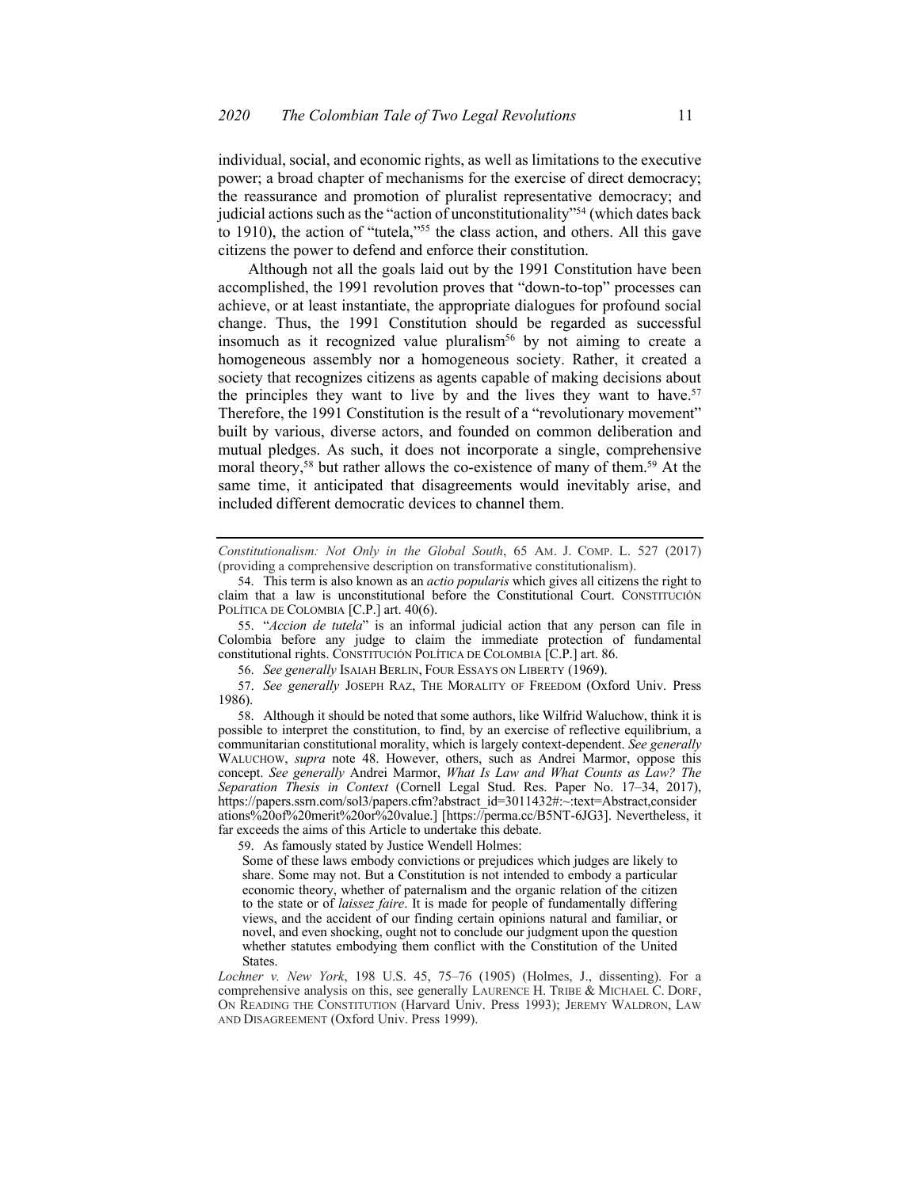individual, social, and economic rights, as well as limitations to the executive power; a broad chapter of mechanisms for the exercise of direct democracy; the reassurance and promotion of pluralist representative democracy; and judicial actions such as the "action of unconstitutionality"[54] (which dates back to 1910), the action of "tutela,"[55] the class action, and others. All this gave citizens the power to defend and enforce their constitution.

Although not all the goals laid out by the 1991 Constitution have been accomplished, the 1991 revolution proves that "down-to-top" processes can achieve, or at least instantiate, the appropriate dialogues for profound social change. Thus, the 1991 Constitution should be regarded as successful insomuch as it recognized value pluralism[56] by not aiming to create a homogeneous assembly nor a homogeneous society. Rather, it created a society that recognizes citizens as agents capable of making decisions about the principles they want to live by and the lives they want to have.[57] Therefore, the 1991 Constitution is the result of a "revolutionary movement" built by various, diverse actors, and founded on common deliberation and mutual pledges. As such, it does not incorporate a single, comprehensive moral theory,[58] but rather allows the co-existence of many of them.[59] At the same time, it anticipated that disagreements would inevitably arise, and included different democratic devices to channel them.

---

*Constitutionalism: Not Only in the Global South*, 65 AM. J. COMP. L. 527 (2017) (providing a comprehensive description on transformative constitutionalism).

54. This term is also known as an *actio popularis* which gives all citizens the right to claim that a law is unconstitutional before the Constitutional Court. CONSTITUCIÓN POLÍTICA DE COLOMBIA [C.P.] art. 40(6).

55. "*Accion de tutela*" is an informal judicial action that any person can file in Colombia before any judge to claim the immediate protection of fundamental constitutional rights. CONSTITUCIÓN POLÍTICA DE COLOMBIA [C.P.] art. 86.

56. *See generally* ISAIAH BERLIN, FOUR ESSAYS ON LIBERTY (1969).

57. *See generally* JOSEPH RAZ, THE MORALITY OF FREEDOM (Oxford Univ. Press 1986).

58. Although it should be noted that some authors, like Wilfrid Waluchow, think it is possible to interpret the constitution, to find, by an exercise of reflective equilibrium, a communitarian constitutional morality, which is largely context-dependent. *See generally* WALUCHOW, *supra* note 48. However, others, such as Andrei Marmor, oppose this concept. *See generally* Andrei Marmor, *What Is Law and What Counts as Law? The Separation Thesis in Context* (Cornell Legal Stud. Res. Paper No. 17–34, 2017), https://papers.ssrn.com/sol3/papers.cfm?abstract_id=3011432#:~:text=Abstract,considerations%20of%20merit%20or%20value.] [https://perma.cc/B5NT-6JG3]. Nevertheless, it far exceeds the aims of this Article to undertake this debate.

59. As famously stated by Justice Wendell Holmes:

> Some of these laws embody convictions or prejudices which judges are likely to share. Some may not. But a Constitution is not intended to embody a particular economic theory, whether of paternalism and the organic relation of the citizen to the state or of *laissez faire*. It is made for people of fundamentally differing views, and the accident of our finding certain opinions natural and familiar, or novel, and even shocking, ought not to conclude our judgment upon the question whether statutes embodying them conflict with the Constitution of the United States.

*Lochner v. New York*, 198 U.S. 45, 75–76 (1905) (Holmes, J., dissenting). For a comprehensive analysis on this, see generally LAURENCE H. TRIBE & MICHAEL C. DORF, ON READING THE CONSTITUTION (Harvard Univ. Press 1993); JEREMY WALDRON, LAW AND DISAGREEMENT (Oxford Univ. Press 1999).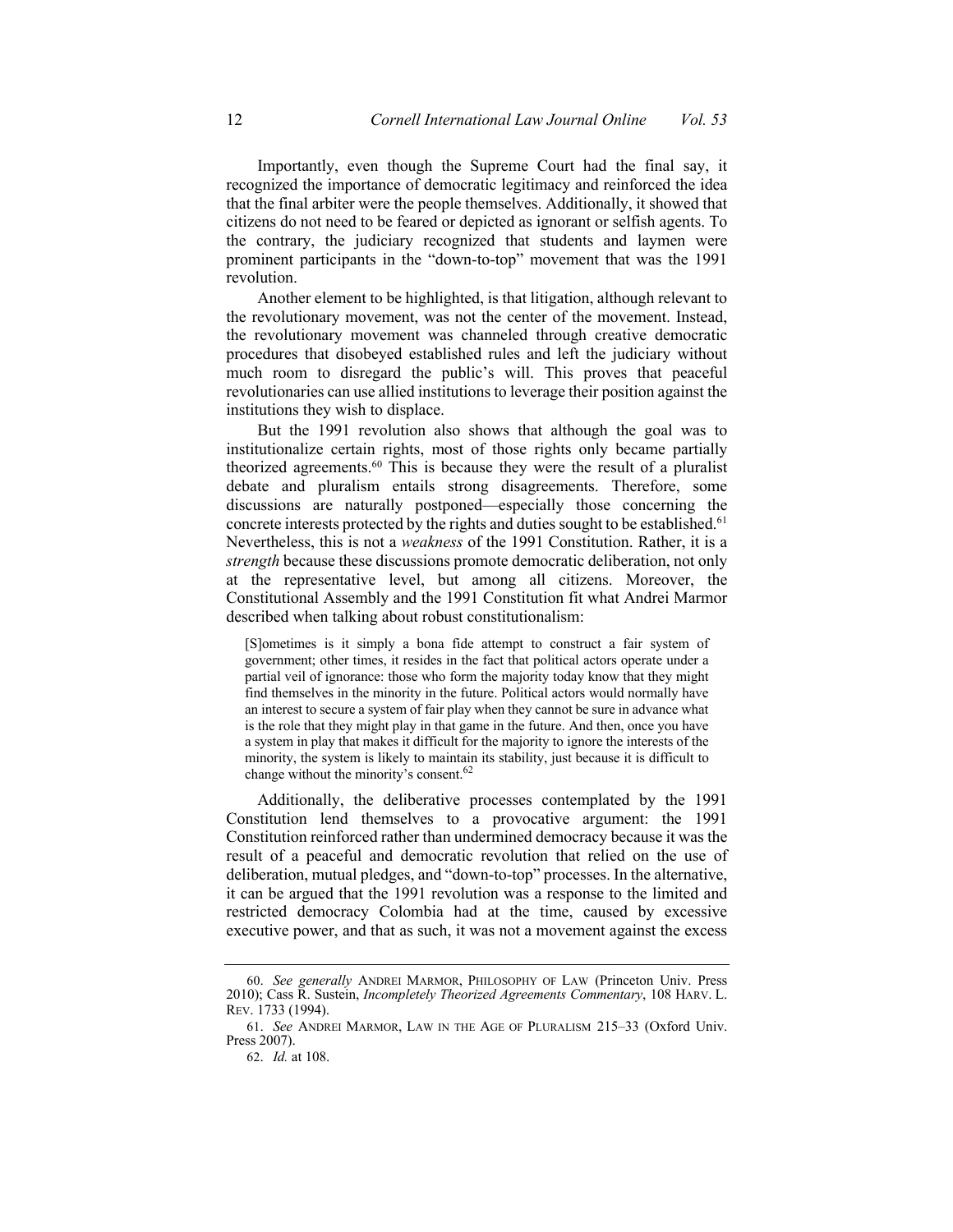Importantly, even though the Supreme Court had the final say, it recognized the importance of democratic legitimacy and reinforced the idea that the final arbiter were the people themselves. Additionally, it showed that citizens do not need to be feared or depicted as ignorant or selfish agents. To the contrary, the judiciary recognized that students and laymen were prominent participants in the "down-to-top" movement that was the 1991 revolution.

Another element to be highlighted, is that litigation, although relevant to the revolutionary movement, was not the center of the movement. Instead, the revolutionary movement was channeled through creative democratic procedures that disobeyed established rules and left the judiciary without much room to disregard the public's will. This proves that peaceful revolutionaries can use allied institutions to leverage their position against the institutions they wish to displace.

But the 1991 revolution also shows that although the goal was to institutionalize certain rights, most of those rights only became partially theorized agreements.[60] This is because they were the result of a pluralist debate and pluralism entails strong disagreements. Therefore, some discussions are naturally postponed—especially those concerning the concrete interests protected by the rights and duties sought to be established.[61] Nevertheless, this is not a *weakness* of the 1991 Constitution. Rather, it is a *strength* because these discussions promote democratic deliberation, not only at the representative level, but among all citizens. Moreover, the Constitutional Assembly and the 1991 Constitution fit what Andrei Marmor described when talking about robust constitutionalism:

> [S]ometimes is it simply a bona fide attempt to construct a fair system of government; other times, it resides in the fact that political actors operate under a partial veil of ignorance: those who form the majority today know that they might find themselves in the minority in the future. Political actors would normally have an interest to secure a system of fair play when they cannot be sure in advance what is the role that they might play in that game in the future. And then, once you have a system in play that makes it difficult for the majority to ignore the interests of the minority, the system is likely to maintain its stability, just because it is difficult to change without the minority's consent.[62]

Additionally, the deliberative processes contemplated by the 1991 Constitution lend themselves to a provocative argument: the 1991 Constitution reinforced rather than undermined democracy because it was the result of a peaceful and democratic revolution that relied on the use of deliberation, mutual pledges, and "down-to-top" processes. In the alternative, it can be argued that the 1991 revolution was a response to the limited and restricted democracy Colombia had at the time, caused by excessive executive power, and that as such, it was not a movement against the excess

---

60. *See generally* ANDREI MARMOR, PHILOSOPHY OF LAW (Princeton Univ. Press 2010); Cass R. Sustein, *Incompletely Theorized Agreements Commentary*, 108 HARV. L. REV. 1733 (1994).

61. *See* ANDREI MARMOR, LAW IN THE AGE OF PLURALISM 215–33 (Oxford Univ. Press 2007).

62. *Id.* at 108.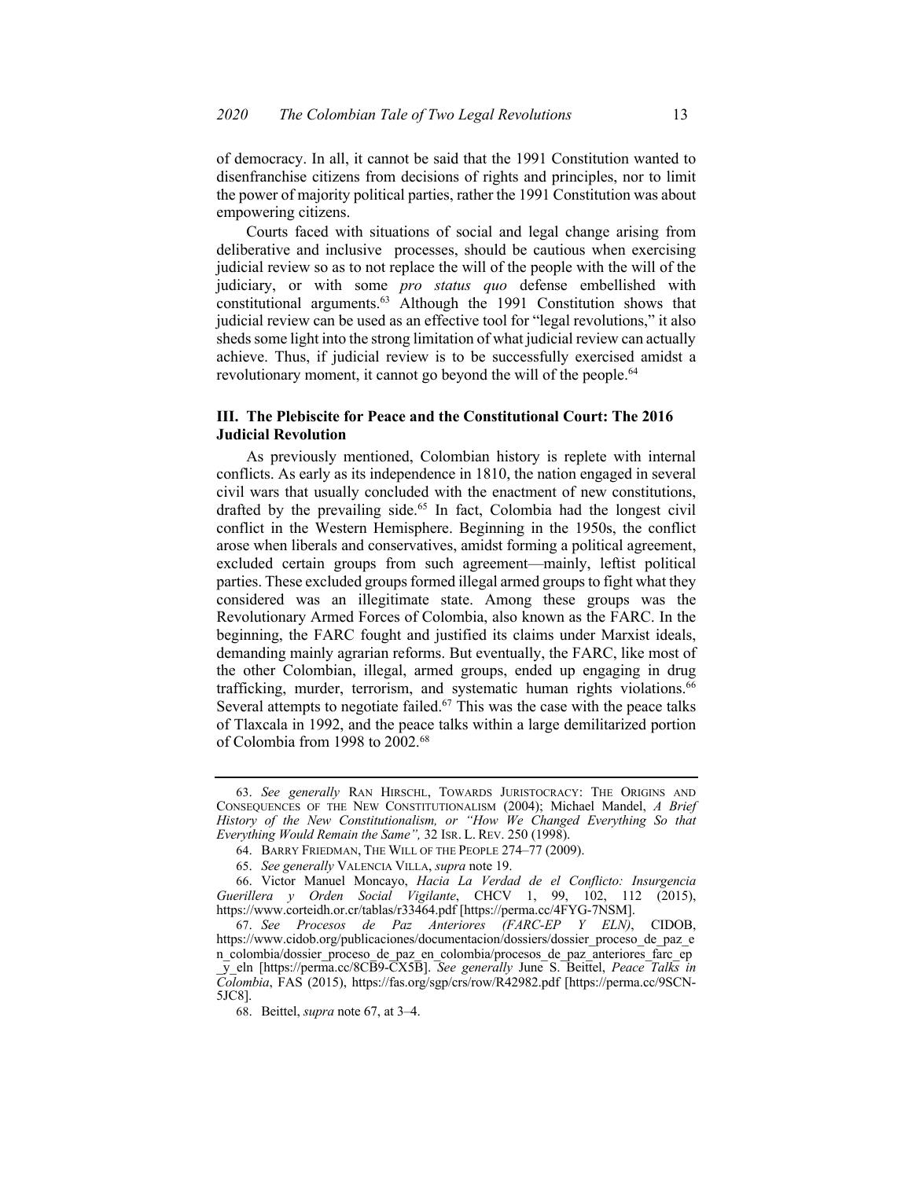of democracy. In all, it cannot be said that the 1991 Constitution wanted to disenfranchise citizens from decisions of rights and principles, nor to limit the power of majority political parties, rather the 1991 Constitution was about empowering citizens.

Courts faced with situations of social and legal change arising from deliberative and inclusive processes, should be cautious when exercising judicial review so as to not replace the will of the people with the will of the judiciary, or with some *pro status quo* defense embellished with constitutional arguments.[63] Although the 1991 Constitution shows that judicial review can be used as an effective tool for "legal revolutions," it also sheds some light into the strong limitation of what judicial review can actually achieve. Thus, if judicial review is to be successfully exercised amidst a revolutionary moment, it cannot go beyond the will of the people.[64]

## III. The Plebiscite for Peace and the Constitutional Court: The 2016 Judicial Revolution

As previously mentioned, Colombian history is replete with internal conflicts. As early as its independence in 1810, the nation engaged in several civil wars that usually concluded with the enactment of new constitutions, drafted by the prevailing side.[65] In fact, Colombia had the longest civil conflict in the Western Hemisphere. Beginning in the 1950s, the conflict arose when liberals and conservatives, amidst forming a political agreement, excluded certain groups from such agreement—mainly, leftist political parties. These excluded groups formed illegal armed groups to fight what they considered was an illegitimate state. Among these groups was the Revolutionary Armed Forces of Colombia, also known as the FARC. In the beginning, the FARC fought and justified its claims under Marxist ideals, demanding mainly agrarian reforms. But eventually, the FARC, like most of the other Colombian, illegal, armed groups, ended up engaging in drug trafficking, murder, terrorism, and systematic human rights violations.[66] Several attempts to negotiate failed.[67] This was the case with the peace talks of Tlaxcala in 1992, and the peace talks within a large demilitarized portion of Colombia from 1998 to 2002.[68]

---

63. *See generally* RAN HIRSCHL, TOWARDS JURISTOCRACY: THE ORIGINS AND CONSEQUENCES OF THE NEW CONSTITUTIONALISM (2004); Michael Mandel, *A Brief History of the New Constitutionalism, or "How We Changed Everything So that Everything Would Remain the Same",* 32 ISR. L. REV. 250 (1998).

64. BARRY FRIEDMAN, THE WILL OF THE PEOPLE 274–77 (2009).

65. *See generally* VALENCIA VILLA, *supra* note 19.

66. Victor Manuel Moncayo, *Hacia La Verdad de el Conflicto: Insurgencia Guerillera y Orden Social Vigilante*, CHCV 1, 99, 102, 112 (2015), https://www.corteidh.or.cr/tablas/r33464.pdf [https://perma.cc/4FYG-7NSM].

67. *See Procesos de Paz Anteriores (FARC-EP Y ELN)*, CIDOB, https://www.cidob.org/publicaciones/documentacion/dossiers/dossier_proceso_de_paz_en_colombia/dossier_proceso_de_paz_en_colombia/procesos_de_paz_anteriores_farc_ep_y_eln [https://perma.cc/8CB9-CX5B]. *See generally* June S. Beittel, *Peace Talks in Colombia*, FAS (2015), https://fas.org/sgp/crs/row/R42982.pdf [https://perma.cc/9SCN-5JC8].

68. Beittel, *supra* note 67, at 3–4.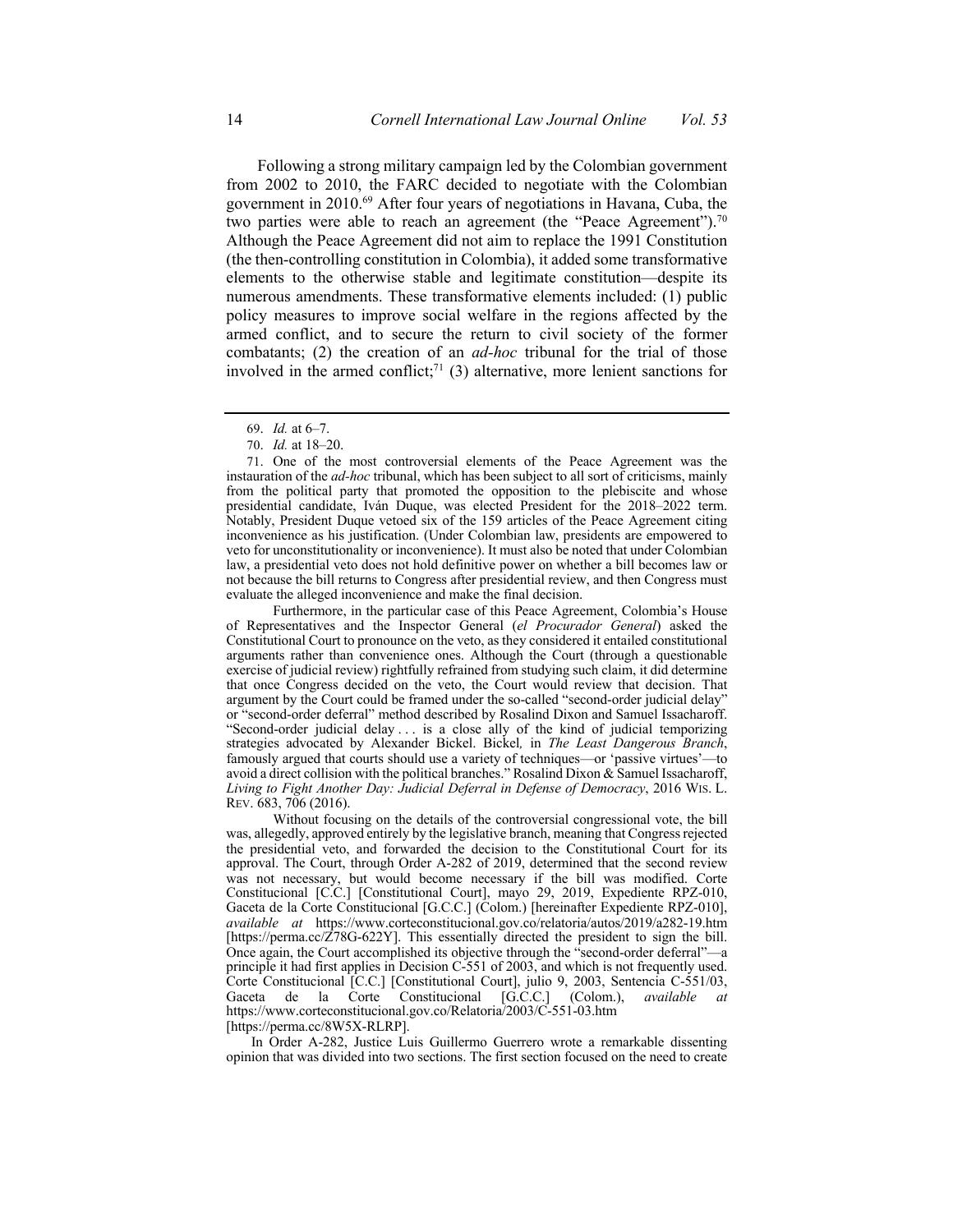Following a strong military campaign led by the Colombian government from 2002 to 2010, the FARC decided to negotiate with the Colombian government in 2010.[69] After four years of negotiations in Havana, Cuba, the two parties were able to reach an agreement (the "Peace Agreement").[70] Although the Peace Agreement did not aim to replace the 1991 Constitution (the then-controlling constitution in Colombia), it added some transformative elements to the otherwise stable and legitimate constitution—despite its numerous amendments. These transformative elements included: (1) public policy measures to improve social welfare in the regions affected by the armed conflict, and to secure the return to civil society of the former combatants; (2) the creation of an *ad-hoc* tribunal for the trial of those involved in the armed conflict;[71] (3) alternative, more lenient sanctions for

---

69. *Id.* at 6–7.

70. *Id.* at 18–20.

71. One of the most controversial elements of the Peace Agreement was the instauration of the *ad-hoc* tribunal, which has been subject to all sort of criticisms, mainly from the political party that promoted the opposition to the plebiscite and whose presidential candidate, Iván Duque, was elected President for the 2018–2022 term. Notably, President Duque vetoed six of the 159 articles of the Peace Agreement citing inconvenience as his justification. (Under Colombian law, presidents are empowered to veto for unconstitutionality or inconvenience). It must also be noted that under Colombian law, a presidential veto does not hold definitive power on whether a bill becomes law or not because the bill returns to Congress after presidential review, and then Congress must evaluate the alleged inconvenience and make the final decision.

Furthermore, in the particular case of this Peace Agreement, Colombia's House of Representatives and the Inspector General (*el Procurador General*) asked the Constitutional Court to pronounce on the veto, as they considered it entailed constitutional arguments rather than convenience ones. Although the Court (through a questionable exercise of judicial review) rightfully refrained from studying such claim, it did determine that once Congress decided on the veto, the Court would review that decision. That argument by the Court could be framed under the so-called "second-order judicial delay" or "second-order deferral" method described by Rosalind Dixon and Samuel Issacharoff. "Second-order judicial delay . . . is a close ally of the kind of judicial temporizing strategies advocated by Alexander Bickel. Bickel*,* in *The Least Dangerous Branch*, famously argued that courts should use a variety of techniques—or 'passive virtues'—to avoid a direct collision with the political branches." Rosalind Dixon & Samuel Issacharoff, *Living to Fight Another Day: Judicial Deferral in Defense of Democracy*, 2016 WIS. L. REV. 683, 706 (2016).

Without focusing on the details of the controversial congressional vote, the bill was, allegedly, approved entirely by the legislative branch, meaning that Congress rejected the presidential veto, and forwarded the decision to the Constitutional Court for its approval. The Court, through Order A-282 of 2019, determined that the second review was not necessary, but would become necessary if the bill was modified. Corte Constitucional [C.C.] [Constitutional Court], mayo 29, 2019, Expediente RPZ-010, Gaceta de la Corte Constitucional [G.C.C.] (Colom.) [hereinafter Expediente RPZ-010], *available at* https://www.corteconstitucional.gov.co/relatoria/autos/2019/a282-19.htm [https://perma.cc/Z78G-622Y]. This essentially directed the president to sign the bill. Once again, the Court accomplished its objective through the "second-order deferral"—a principle it had first applies in Decision C-551 of 2003, and which is not frequently used. Corte Constitucional [C.C.] [Constitutional Court], julio 9, 2003, Sentencia C-551/03, Gaceta de la Corte Constitucional [G.C.C.] (Colom.), *available at* https://www.corteconstitucional.gov.co/Relatoria/2003/C-551-03.htm [https://perma.cc/8W5X-RLRP].

In Order A-282, Justice Luis Guillermo Guerrero wrote a remarkable dissenting opinion that was divided into two sections. The first section focused on the need to create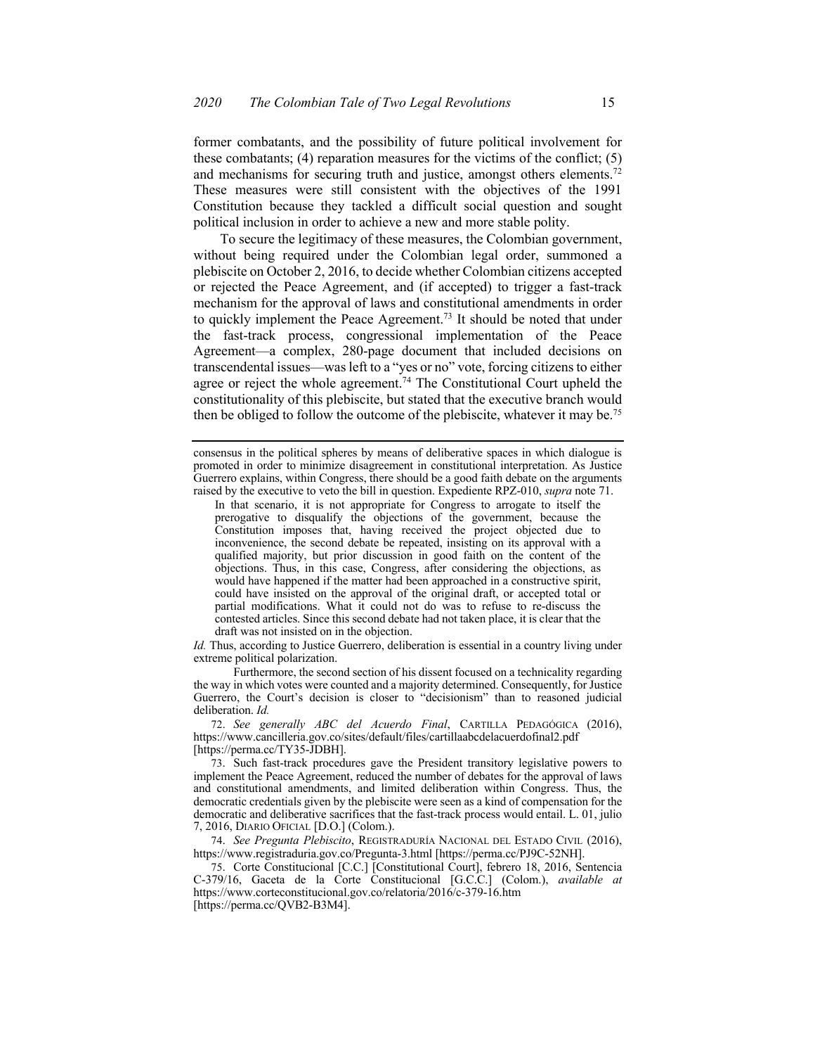former combatants, and the possibility of future political involvement for these combatants; (4) reparation measures for the victims of the conflict; (5) and mechanisms for securing truth and justice, amongst others elements.[72] These measures were still consistent with the objectives of the 1991 Constitution because they tackled a difficult social question and sought political inclusion in order to achieve a new and more stable polity.

To secure the legitimacy of these measures, the Colombian government, without being required under the Colombian legal order, summoned a plebiscite on October 2, 2016, to decide whether Colombian citizens accepted or rejected the Peace Agreement, and (if accepted) to trigger a fast-track mechanism for the approval of laws and constitutional amendments in order to quickly implement the Peace Agreement.[73] It should be noted that under the fast-track process, congressional implementation of the Peace Agreement—a complex, 280-page document that included decisions on transcendental issues—was left to a "yes or no" vote, forcing citizens to either agree or reject the whole agreement.[74] The Constitutional Court upheld the constitutionality of this plebiscite, but stated that the executive branch would then be obliged to follow the outcome of the plebiscite, whatever it may be.[75]

---

consensus in the political spheres by means of deliberative spaces in which dialogue is promoted in order to minimize disagreement in constitutional interpretation. As Justice Guerrero explains, within Congress, there should be a good faith debate on the arguments raised by the executive to veto the bill in question. Expediente RPZ-010, *supra* note 71.

> In that scenario, it is not appropriate for Congress to arrogate to itself the prerogative to disqualify the objections of the government, because the Constitution imposes that, having received the project objected due to inconvenience, the second debate be repeated, insisting on its approval with a qualified majority, but prior discussion in good faith on the content of the objections. Thus, in this case, Congress, after considering the objections, as would have happened if the matter had been approached in a constructive spirit, could have insisted on the approval of the original draft, or accepted total or partial modifications. What it could not do was to refuse to re-discuss the contested articles. Since this second debate had not taken place, it is clear that the draft was not insisted on in the objection.

*Id.* Thus, according to Justice Guerrero, deliberation is essential in a country living under extreme political polarization.

Furthermore, the second section of his dissent focused on a technicality regarding the way in which votes were counted and a majority determined. Consequently, for Justice Guerrero, the Court's decision is closer to "decisionism" than to reasoned judicial deliberation. *Id.*

72. *See generally ABC del Acuerdo Final*, CARTILLA PEDAGÓGICA (2016), https://www.cancilleria.gov.co/sites/default/files/cartillaabcdelacuerdofinal2.pdf [https://perma.cc/TY35-JDBH].

73. Such fast-track procedures gave the President transitory legislative powers to implement the Peace Agreement, reduced the number of debates for the approval of laws and constitutional amendments, and limited deliberation within Congress. Thus, the democratic credentials given by the plebiscite were seen as a kind of compensation for the democratic and deliberative sacrifices that the fast-track process would entail. L. 01, julio 7, 2016, DIARIO OFICIAL [D.O.] (Colom.).

74. *See Pregunta Plebiscito*, REGISTRADURÍA NACIONAL DEL ESTADO CIVIL (2016), https://www.registraduria.gov.co/Pregunta-3.html [https://perma.cc/PJ9C-52NH].

75. Corte Constitucional [C.C.] [Constitutional Court], febrero 18, 2016, Sentencia C-379/16, Gaceta de la Corte Constitucional [G.C.C.] (Colom.), *available at* https://www.corteconstitucional.gov.co/relatoria/2016/c-379-16.htm [https://perma.cc/QVB2-B3M4].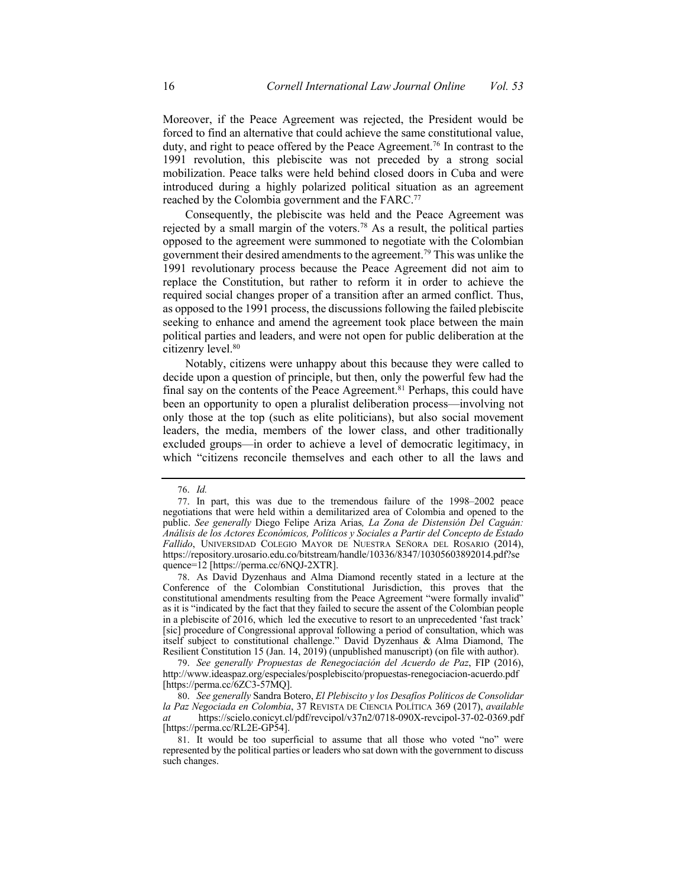Moreover, if the Peace Agreement was rejected, the President would be forced to find an alternative that could achieve the same constitutional value, duty, and right to peace offered by the Peace Agreement.[76] In contrast to the 1991 revolution, this plebiscite was not preceded by a strong social mobilization. Peace talks were held behind closed doors in Cuba and were introduced during a highly polarized political situation as an agreement reached by the Colombia government and the FARC.[77]

Consequently, the plebiscite was held and the Peace Agreement was rejected by a small margin of the voters.[78] As a result, the political parties opposed to the agreement were summoned to negotiate with the Colombian government their desired amendments to the agreement.[79] This was unlike the 1991 revolutionary process because the Peace Agreement did not aim to replace the Constitution, but rather to reform it in order to achieve the required social changes proper of a transition after an armed conflict. Thus, as opposed to the 1991 process, the discussions following the failed plebiscite seeking to enhance and amend the agreement took place between the main political parties and leaders, and were not open for public deliberation at the citizenry level.[80]

Notably, citizens were unhappy about this because they were called to decide upon a question of principle, but then, only the powerful few had the final say on the contents of the Peace Agreement.[81] Perhaps, this could have been an opportunity to open a pluralist deliberation process—involving not only those at the top (such as elite politicians), but also social movement leaders, the media, members of the lower class, and other traditionally excluded groups—in order to achieve a level of democratic legitimacy, in which "citizens reconcile themselves and each other to all the laws and

---

76. *Id.*

77. In part, this was due to the tremendous failure of the 1998–2002 peace negotiations that were held within a demilitarized area of Colombia and opened to the public. *See generally* Diego Felipe Ariza Arias*, La Zona de Distensión Del Caguán: Análisis de los Actores Económicos, Políticos y Sociales a Partir del Concepto de Estado Fallido*, UNIVERSIDAD COLEGIO MAYOR DE NUESTRA SEÑORA DEL ROSARIO (2014), https://repository.urosario.edu.co/bitstream/handle/10336/8347/10305603892014.pdf?sequence=12 [https://perma.cc/6NQJ-2XTR].

78. As David Dyzenhaus and Alma Diamond recently stated in a lecture at the Conference of the Colombian Constitutional Jurisdiction, this proves that the constitutional amendments resulting from the Peace Agreement "were formally invalid" as it is "indicated by the fact that they failed to secure the assent of the Colombian people in a plebiscite of 2016, which led the executive to resort to an unprecedented 'fast track' [sic] procedure of Congressional approval following a period of consultation, which was itself subject to constitutional challenge." David Dyzenhaus & Alma Diamond, The Resilient Constitution 15 (Jan. 14, 2019) (unpublished manuscript) (on file with author).

79. *See generally Propuestas de Renegociación del Acuerdo de Paz*, FIP (2016), http://www.ideaspaz.org/especiales/posplebiscito/propuestas-renegociacion-acuerdo.pdf [https://perma.cc/6ZC3-57MQ].

80. *See generally* Sandra Botero, *El Plebiscito y los Desafíos Políticos de Consolidar la Paz Negociada en Colombia*, 37 REVISTA DE CIENCIA POLÍTICA 369 (2017), *available at* https://scielo.conicyt.cl/pdf/revcipol/v37n2/0718-090X-revcipol-37-02-0369.pdf [https://perma.cc/RL2E-GP54].

81. It would be too superficial to assume that all those who voted "no" were represented by the political parties or leaders who sat down with the government to discuss such changes.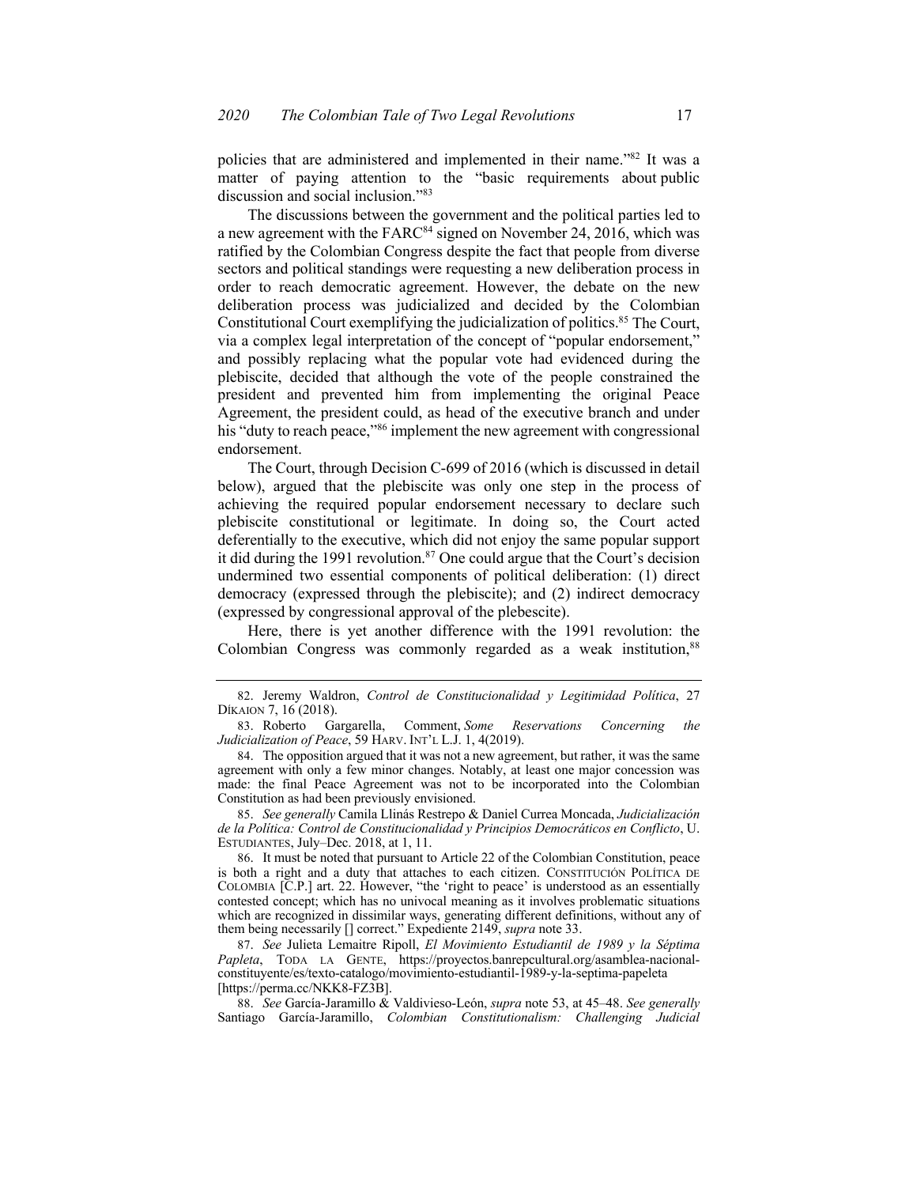policies that are administered and implemented in their name."[82] It was a matter of paying attention to the "basic requirements about public discussion and social inclusion."[83]

The discussions between the government and the political parties led to a new agreement with the FARC[84] signed on November 24, 2016, which was ratified by the Colombian Congress despite the fact that people from diverse sectors and political standings were requesting a new deliberation process in order to reach democratic agreement. However, the debate on the new deliberation process was judicialized and decided by the Colombian Constitutional Court exemplifying the judicialization of politics.[85] The Court, via a complex legal interpretation of the concept of "popular endorsement," and possibly replacing what the popular vote had evidenced during the plebiscite, decided that although the vote of the people constrained the president and prevented him from implementing the original Peace Agreement, the president could, as head of the executive branch and under his "duty to reach peace,"[86] implement the new agreement with congressional endorsement.

The Court, through Decision C-699 of 2016 (which is discussed in detail below), argued that the plebiscite was only one step in the process of achieving the required popular endorsement necessary to declare such plebiscite constitutional or legitimate. In doing so, the Court acted deferentially to the executive, which did not enjoy the same popular support it did during the 1991 revolution.[87] One could argue that the Court's decision undermined two essential components of political deliberation: (1) direct democracy (expressed through the plebiscite); and (2) indirect democracy (expressed by congressional approval of the plebescite).

Here, there is yet another difference with the 1991 revolution: the Colombian Congress was commonly regarded as a weak institution,[88]

---

82. Jeremy Waldron, *Control de Constitucionalidad y Legitimidad Política*, 27 DÍKAION 7, 16 (2018).

83. Roberto Gargarella, Comment, *Some Reservations Concerning the Judicialization of Peace*, 59 HARV. INT'L L.J. 1, 4(2019).

84. The opposition argued that it was not a new agreement, but rather, it was the same agreement with only a few minor changes. Notably, at least one major concession was made: the final Peace Agreement was not to be incorporated into the Colombian Constitution as had been previously envisioned.

85. *See generally* Camila Llinás Restrepo & Daniel Currea Moncada, *Judicialización de la Política: Control de Constitucionalidad y Principios Democráticos en Conflicto*, U. ESTUDIANTES, July–Dec. 2018, at 1, 11.

86. It must be noted that pursuant to Article 22 of the Colombian Constitution, peace is both a right and a duty that attaches to each citizen. CONSTITUCIÓN POLÍTICA DE COLOMBIA [C.P.] art. 22. However, "the 'right to peace' is understood as an essentially contested concept; which has no univocal meaning as it involves problematic situations which are recognized in dissimilar ways, generating different definitions, without any of them being necessarily [] correct." Expediente 2149, *supra* note 33.

87. *See* Julieta Lemaitre Ripoll, *El Movimiento Estudiantil de 1989 y la Séptima Papleta*, TODA LA GENTE, https://proyectos.banrepcultural.org/asamblea-nacional-constituyente/es/texto-catalogo/movimiento-estudiantil-1989-y-la-septima-papeleta [https://perma.cc/NKK8-FZ3B].

88. *See* García-Jaramillo & Valdivieso-León, *supra* note 53, at 45–48. *See generally* Santiago García-Jaramillo, *Colombian Constitutionalism: Challenging Judicial*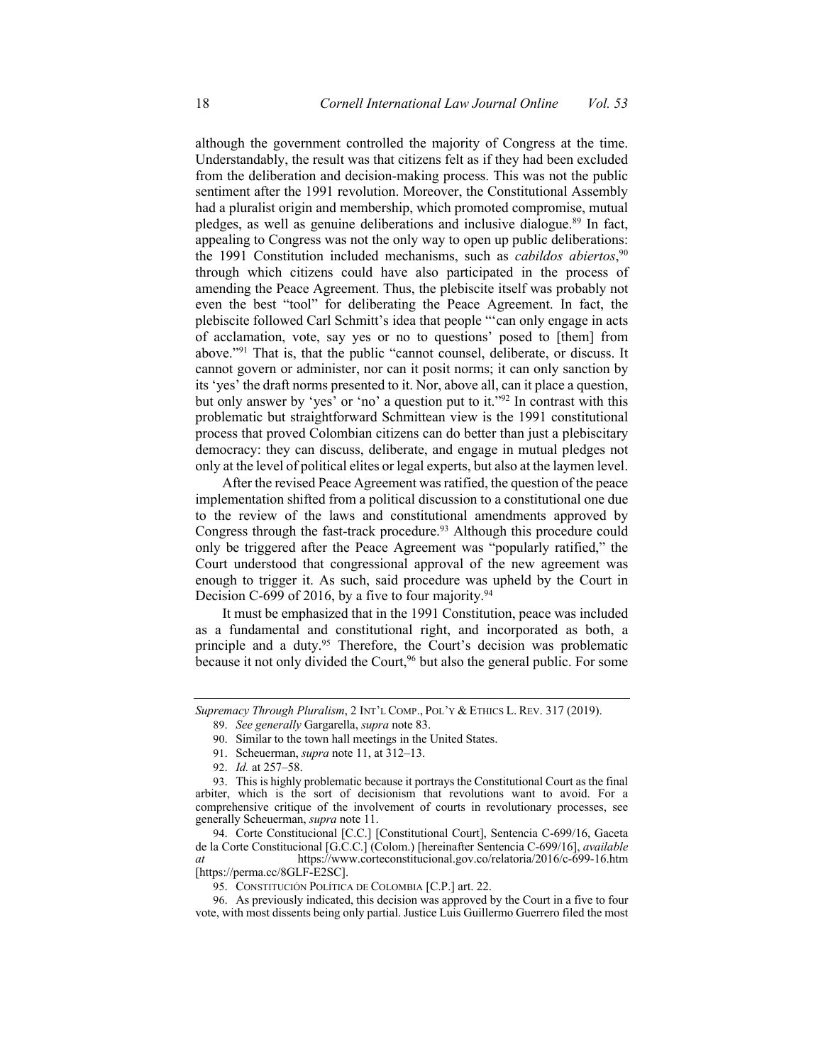although the government controlled the majority of Congress at the time. Understandably, the result was that citizens felt as if they had been excluded from the deliberation and decision-making process. This was not the public sentiment after the 1991 revolution. Moreover, the Constitutional Assembly had a pluralist origin and membership, which promoted compromise, mutual pledges, as well as genuine deliberations and inclusive dialogue.[89] In fact, appealing to Congress was not the only way to open up public deliberations: the 1991 Constitution included mechanisms, such as *cabildos abiertos*,[90] through which citizens could have also participated in the process of amending the Peace Agreement. Thus, the plebiscite itself was probably not even the best "tool" for deliberating the Peace Agreement. In fact, the plebiscite followed Carl Schmitt's idea that people "'can only engage in acts of acclamation, vote, say yes or no to questions' posed to [them] from above."[91] That is, that the public "cannot counsel, deliberate, or discuss. It cannot govern or administer, nor can it posit norms; it can only sanction by its 'yes' the draft norms presented to it. Nor, above all, can it place a question, but only answer by 'yes' or 'no' a question put to it."[92] In contrast with this problematic but straightforward Schmittean view is the 1991 constitutional process that proved Colombian citizens can do better than just a plebiscitary democracy: they can discuss, deliberate, and engage in mutual pledges not only at the level of political elites or legal experts, but also at the laymen level.

After the revised Peace Agreement was ratified, the question of the peace implementation shifted from a political discussion to a constitutional one due to the review of the laws and constitutional amendments approved by Congress through the fast-track procedure.[93] Although this procedure could only be triggered after the Peace Agreement was "popularly ratified," the Court understood that congressional approval of the new agreement was enough to trigger it. As such, said procedure was upheld by the Court in Decision C-699 of 2016, by a five to four majority.[94]

It must be emphasized that in the 1991 Constitution, peace was included as a fundamental and constitutional right, and incorporated as both, a principle and a duty.[95] Therefore, the Court's decision was problematic because it not only divided the Court,[96] but also the general public. For some

---

*Supremacy Through Pluralism*, 2 INT'L COMP., POL'Y & ETHICS L. REV. 317 (2019).

89. *See generally* Gargarella, *supra* note 83.

90. Similar to the town hall meetings in the United States.

91. Scheuerman, *supra* note 11, at 312–13.

92. *Id.* at 257–58.

93. This is highly problematic because it portrays the Constitutional Court as the final arbiter, which is the sort of decisionism that revolutions want to avoid. For a comprehensive critique of the involvement of courts in revolutionary processes, see generally Scheuerman, *supra* note 11.

94. Corte Constitucional [C.C.] [Constitutional Court], Sentencia C-699/16, Gaceta de la Corte Constitucional [G.C.C.] (Colom.) [hereinafter Sentencia C-699/16], *available at* https://www.corteconstitucional.gov.co/relatoria/2016/c-699-16.htm [https://perma.cc/8GLF-E2SC].

95. CONSTITUCIÓN POLÍTICA DE COLOMBIA [C.P.] art. 22.

96. As previously indicated, this decision was approved by the Court in a five to four vote, with most dissents being only partial. Justice Luis Guillermo Guerrero filed the most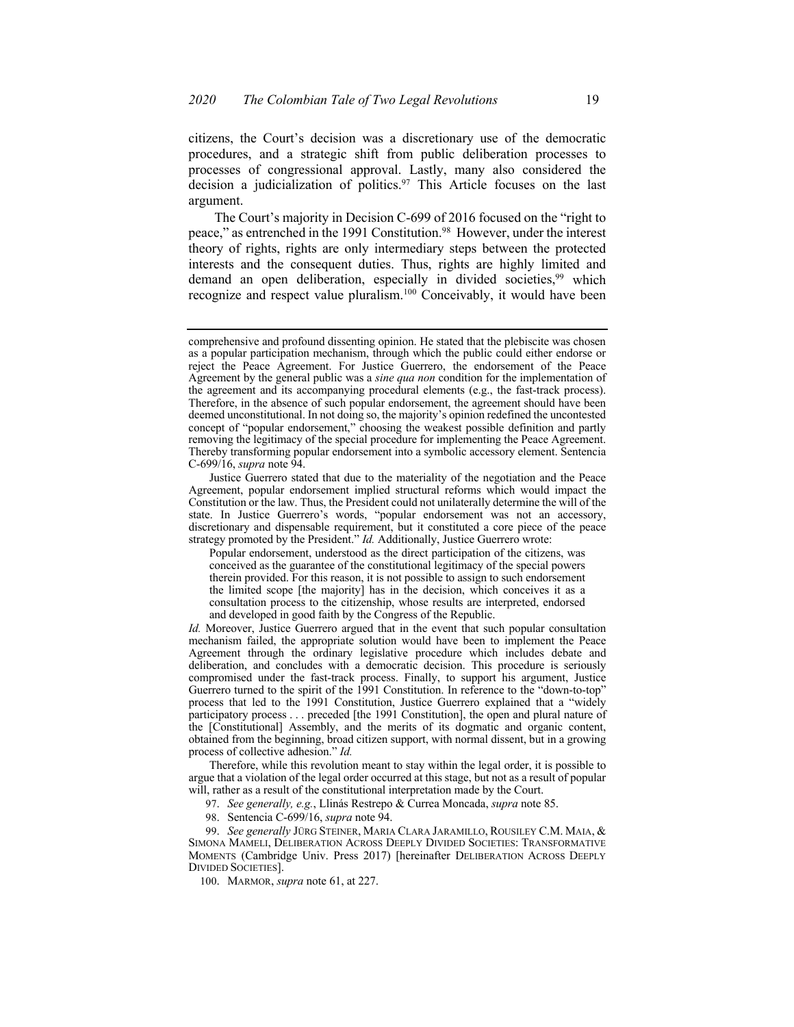citizens, the Court's decision was a discretionary use of the democratic procedures, and a strategic shift from public deliberation processes to processes of congressional approval. Lastly, many also considered the decision a judicialization of politics.[97] This Article focuses on the last argument.

The Court's majority in Decision C-699 of 2016 focused on the "right to peace," as entrenched in the 1991 Constitution.[98] However, under the interest theory of rights, rights are only intermediary steps between the protected interests and the consequent duties. Thus, rights are highly limited and demand an open deliberation, especially in divided societies,[99] which recognize and respect value pluralism.[100] Conceivably, it would have been

---

comprehensive and profound dissenting opinion. He stated that the plebiscite was chosen as a popular participation mechanism, through which the public could either endorse or reject the Peace Agreement. For Justice Guerrero, the endorsement of the Peace Agreement by the general public was a *sine qua non* condition for the implementation of the agreement and its accompanying procedural elements (e.g., the fast-track process). Therefore, in the absence of such popular endorsement, the agreement should have been deemed unconstitutional. In not doing so, the majority's opinion redefined the uncontested concept of "popular endorsement," choosing the weakest possible definition and partly removing the legitimacy of the special procedure for implementing the Peace Agreement. Thereby transforming popular endorsement into a symbolic accessory element. Sentencia C-699/16, *supra* note 94.

Justice Guerrero stated that due to the materiality of the negotiation and the Peace Agreement, popular endorsement implied structural reforms which would impact the Constitution or the law. Thus, the President could not unilaterally determine the will of the state. In Justice Guerrero's words, "popular endorsement was not an accessory, discretionary and dispensable requirement, but it constituted a core piece of the peace strategy promoted by the President." *Id.* Additionally, Justice Guerrero wrote:

> Popular endorsement, understood as the direct participation of the citizens, was conceived as the guarantee of the constitutional legitimacy of the special powers therein provided. For this reason, it is not possible to assign to such endorsement the limited scope [the majority] has in the decision, which conceives it as a consultation process to the citizenship, whose results are interpreted, endorsed and developed in good faith by the Congress of the Republic.

*Id.* Moreover, Justice Guerrero argued that in the event that such popular consultation mechanism failed, the appropriate solution would have been to implement the Peace Agreement through the ordinary legislative procedure which includes debate and deliberation, and concludes with a democratic decision. This procedure is seriously compromised under the fast-track process. Finally, to support his argument, Justice Guerrero turned to the spirit of the 1991 Constitution. In reference to the "down-to-top" process that led to the 1991 Constitution, Justice Guerrero explained that a "widely participatory process . . . preceded [the 1991 Constitution], the open and plural nature of the [Constitutional] Assembly, and the merits of its dogmatic and organic content, obtained from the beginning, broad citizen support, with normal dissent, but in a growing process of collective adhesion." *Id.*

Therefore, while this revolution meant to stay within the legal order, it is possible to argue that a violation of the legal order occurred at this stage, but not as a result of popular will, rather as a result of the constitutional interpretation made by the Court.

97. *See generally, e.g.*, Llinás Restrepo & Currea Moncada, *supra* note 85.

98. Sentencia C-699/16, *supra* note 94.

99. *See generally* JÜRG STEINER, MARIA CLARA JARAMILLO, ROUSILEY C.M. MAIA, & SIMONA MAMELI, DELIBERATION ACROSS DEEPLY DIVIDED SOCIETIES: TRANSFORMATIVE MOMENTS (Cambridge Univ. Press 2017) [hereinafter DELIBERATION ACROSS DEEPLY DIVIDED SOCIETIES].

100. MARMOR, *supra* note 61, at 227.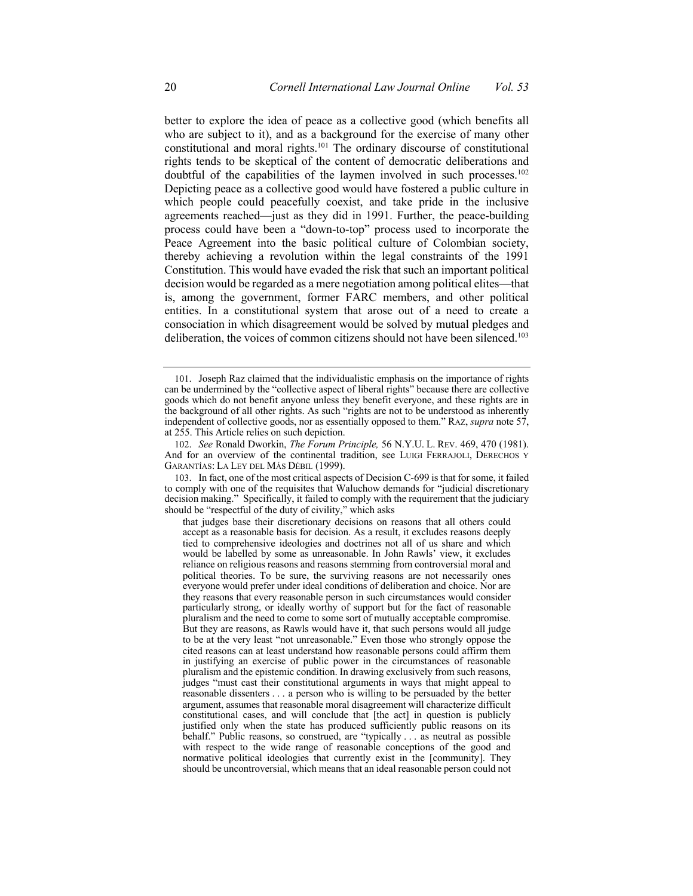better to explore the idea of peace as a collective good (which benefits all who are subject to it), and as a background for the exercise of many other constitutional and moral rights.[101] The ordinary discourse of constitutional rights tends to be skeptical of the content of democratic deliberations and doubtful of the capabilities of the laymen involved in such processes.[102] Depicting peace as a collective good would have fostered a public culture in which people could peacefully coexist, and take pride in the inclusive agreements reached—just as they did in 1991. Further, the peace-building process could have been a "down-to-top" process used to incorporate the Peace Agreement into the basic political culture of Colombian society, thereby achieving a revolution within the legal constraints of the 1991 Constitution. This would have evaded the risk that such an important political decision would be regarded as a mere negotiation among political elites—that is, among the government, former FARC members, and other political entities. In a constitutional system that arose out of a need to create a consociation in which disagreement would be solved by mutual pledges and deliberation, the voices of common citizens should not have been silenced.[103]

---

101. Joseph Raz claimed that the individualistic emphasis on the importance of rights can be undermined by the "collective aspect of liberal rights" because there are collective goods which do not benefit anyone unless they benefit everyone, and these rights are in the background of all other rights. As such "rights are not to be understood as inherently independent of collective goods, nor as essentially opposed to them." RAZ, *supra* note 57, at 255. This Article relies on such depiction.

102. *See* Ronald Dworkin, *The Forum Principle,* 56 N.Y.U. L. REV. 469, 470 (1981). And for an overview of the continental tradition, see LUIGI FERRAJOLI, DERECHOS Y GARANTÍAS: LA LEY DEL MÁS DÉBIL (1999).

103. In fact, one of the most critical aspects of Decision C-699 is that for some, it failed to comply with one of the requisites that Waluchow demands for "judicial discretionary decision making." Specifically, it failed to comply with the requirement that the judiciary should be "respectful of the duty of civility," which asks

> that judges base their discretionary decisions on reasons that all others could accept as a reasonable basis for decision. As a result, it excludes reasons deeply tied to comprehensive ideologies and doctrines not all of us share and which would be labelled by some as unreasonable. In John Rawls' view, it excludes reliance on religious reasons and reasons stemming from controversial moral and political theories. To be sure, the surviving reasons are not necessarily ones everyone would prefer under ideal conditions of deliberation and choice. Nor are they reasons that every reasonable person in such circumstances would consider particularly strong, or ideally worthy of support but for the fact of reasonable pluralism and the need to come to some sort of mutually acceptable compromise. But they are reasons, as Rawls would have it, that such persons would all judge to be at the very least "not unreasonable." Even those who strongly oppose the cited reasons can at least understand how reasonable persons could affirm them in justifying an exercise of public power in the circumstances of reasonable pluralism and the epistemic condition. In drawing exclusively from such reasons, judges "must cast their constitutional arguments in ways that might appeal to reasonable dissenters . . . a person who is willing to be persuaded by the better argument, assumes that reasonable moral disagreement will characterize difficult constitutional cases, and will conclude that [the act] in question is publicly justified only when the state has produced sufficiently public reasons on its behalf." Public reasons, so construed, are "typically . . . as neutral as possible with respect to the wide range of reasonable conceptions of the good and normative political ideologies that currently exist in the [community]. They should be uncontroversial, which means that an ideal reasonable person could not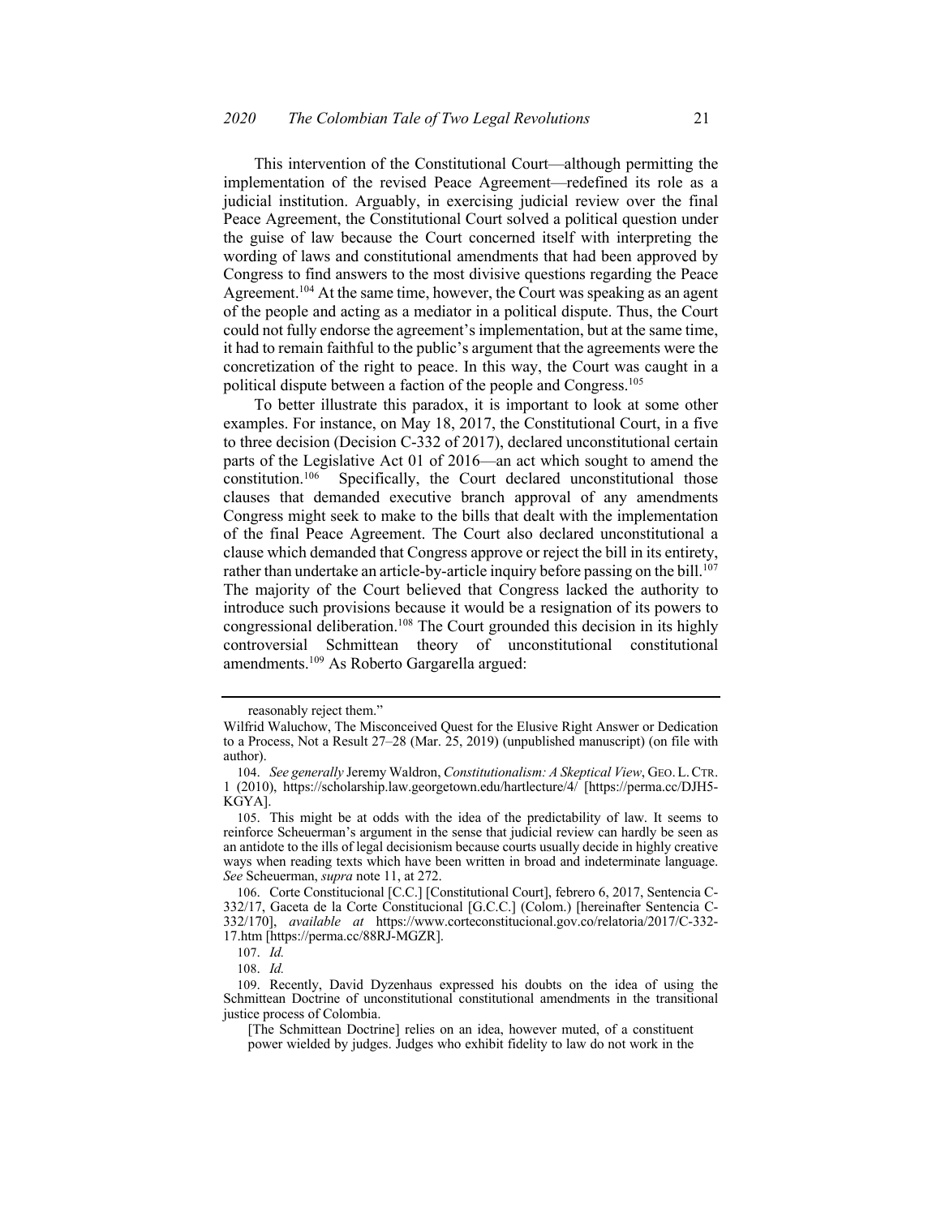This intervention of the Constitutional Court—although permitting the implementation of the revised Peace Agreement—redefined its role as a judicial institution. Arguably, in exercising judicial review over the final Peace Agreement, the Constitutional Court solved a political question under the guise of law because the Court concerned itself with interpreting the wording of laws and constitutional amendments that had been approved by Congress to find answers to the most divisive questions regarding the Peace Agreement.[104] At the same time, however, the Court was speaking as an agent of the people and acting as a mediator in a political dispute. Thus, the Court could not fully endorse the agreement's implementation, but at the same time, it had to remain faithful to the public's argument that the agreements were the concretization of the right to peace. In this way, the Court was caught in a political dispute between a faction of the people and Congress.[105]

To better illustrate this paradox, it is important to look at some other examples. For instance, on May 18, 2017, the Constitutional Court, in a five to three decision (Decision C-332 of 2017), declared unconstitutional certain parts of the Legislative Act 01 of 2016—an act which sought to amend the constitution.[106] Specifically, the Court declared unconstitutional those clauses that demanded executive branch approval of any amendments Congress might seek to make to the bills that dealt with the implementation of the final Peace Agreement. The Court also declared unconstitutional a clause which demanded that Congress approve or reject the bill in its entirety, rather than undertake an article-by-article inquiry before passing on the bill.[107] The majority of the Court believed that Congress lacked the authority to introduce such provisions because it would be a resignation of its powers to congressional deliberation.[108] The Court grounded this decision in its highly controversial Schmittean theory of unconstitutional constitutional amendments.[109] As Roberto Gargarella argued:

---

reasonably reject them."

Wilfrid Waluchow, The Misconceived Quest for the Elusive Right Answer or Dedication to a Process, Not a Result 27–28 (Mar. 25, 2019) (unpublished manuscript) (on file with author).

104. *See generally* Jeremy Waldron, *Constitutionalism: A Skeptical View*, GEO. L. CTR. 1 (2010), https://scholarship.law.georgetown.edu/hartlecture/4/ [https://perma.cc/DJH5-KGYA].

105. This might be at odds with the idea of the predictability of law. It seems to reinforce Scheuerman's argument in the sense that judicial review can hardly be seen as an antidote to the ills of legal decisionism because courts usually decide in highly creative ways when reading texts which have been written in broad and indeterminate language. *See* Scheuerman, *supra* note 11, at 272.

106. Corte Constitucional [C.C.] [Constitutional Court], febrero 6, 2017, Sentencia C-332/17, Gaceta de la Corte Constitucional [G.C.C.] (Colom.) [hereinafter Sentencia C-332/170], *available at* https://www.corteconstitucional.gov.co/relatoria/2017/C-332-17.htm [https://perma.cc/88RJ-MGZR].

107. *Id.*

108. *Id.*

109. Recently, David Dyzenhaus expressed his doubts on the idea of using the Schmittean Doctrine of unconstitutional constitutional amendments in the transitional justice process of Colombia.

> [The Schmittean Doctrine] relies on an idea, however muted, of a constituent power wielded by judges. Judges who exhibit fidelity to law do not work in the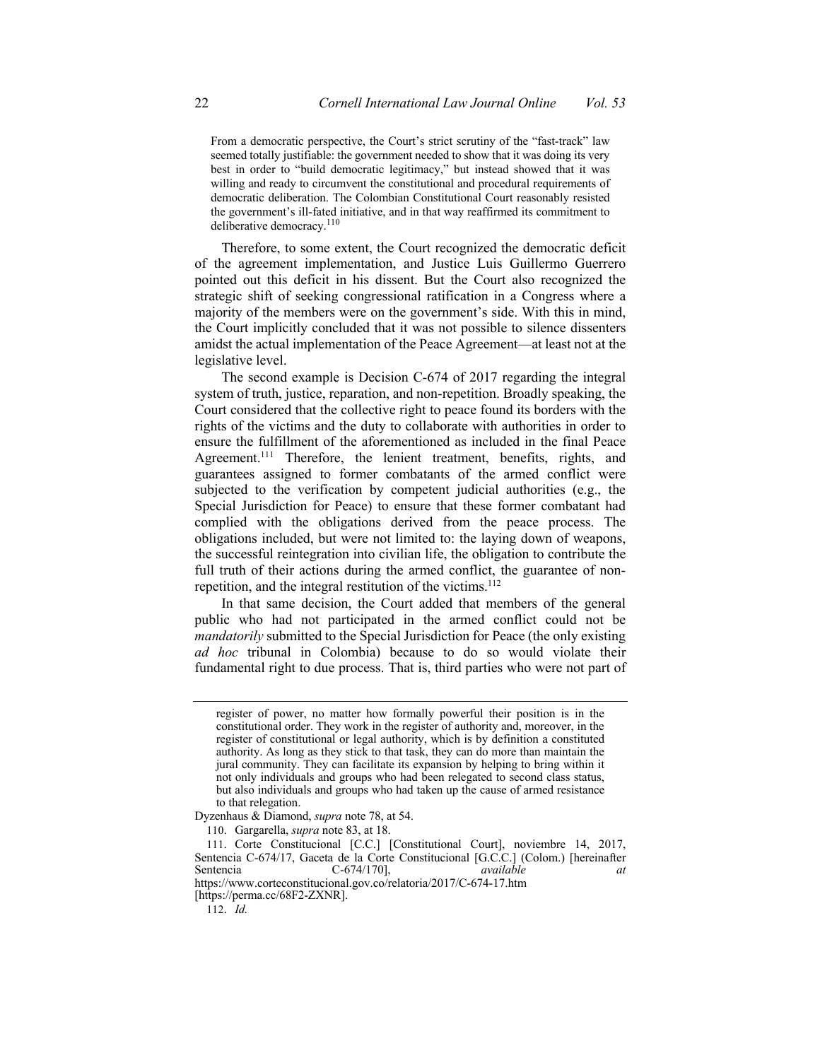> From a democratic perspective, the Court's strict scrutiny of the "fast-track" law seemed totally justifiable: the government needed to show that it was doing its very best in order to "build democratic legitimacy," but instead showed that it was willing and ready to circumvent the constitutional and procedural requirements of democratic deliberation. The Colombian Constitutional Court reasonably resisted the government's ill-fated initiative, and in that way reaffirmed its commitment to deliberative democracy.[110]

Therefore, to some extent, the Court recognized the democratic deficit of the agreement implementation, and Justice Luis Guillermo Guerrero pointed out this deficit in his dissent. But the Court also recognized the strategic shift of seeking congressional ratification in a Congress where a majority of the members were on the government's side. With this in mind, the Court implicitly concluded that it was not possible to silence dissenters amidst the actual implementation of the Peace Agreement—at least not at the legislative level.

The second example is Decision C-674 of 2017 regarding the integral system of truth, justice, reparation, and non-repetition. Broadly speaking, the Court considered that the collective right to peace found its borders with the rights of the victims and the duty to collaborate with authorities in order to ensure the fulfillment of the aforementioned as included in the final Peace Agreement.[111] Therefore, the lenient treatment, benefits, rights, and guarantees assigned to former combatants of the armed conflict were subjected to the verification by competent judicial authorities (e.g., the Special Jurisdiction for Peace) to ensure that these former combatant had complied with the obligations derived from the peace process. The obligations included, but were not limited to: the laying down of weapons, the successful reintegration into civilian life, the obligation to contribute the full truth of their actions during the armed conflict, the guarantee of non-repetition, and the integral restitution of the victims.[112]

In that same decision, the Court added that members of the general public who had not participated in the armed conflict could not be *mandatorily* submitted to the Special Jurisdiction for Peace (the only existing *ad hoc* tribunal in Colombia) because to do so would violate their fundamental right to due process. That is, third parties who were not part of

---

> register of power, no matter how formally powerful their position is in the constitutional order. They work in the register of authority and, moreover, in the register of constitutional or legal authority, which is by definition a constituted authority. As long as they stick to that task, they can do more than maintain the jural community. They can facilitate its expansion by helping to bring within it not only individuals and groups who had been relegated to second class status, but also individuals and groups who had taken up the cause of armed resistance to that relegation.

Dyzenhaus & Diamond, *supra* note 78, at 54.

110. Gargarella, *supra* note 83, at 18.

111. Corte Constitucional [C.C.] [Constitutional Court], noviembre 14, 2017, Sentencia C-674/17, Gaceta de la Corte Constitucional [G.C.C.] (Colom.) [hereinafter Sentencia C-674/170], *available at* https://www.corteconstitucional.gov.co/relatoria/2017/C-674-17.htm [https://perma.cc/68F2-ZXNR].

112. *Id.*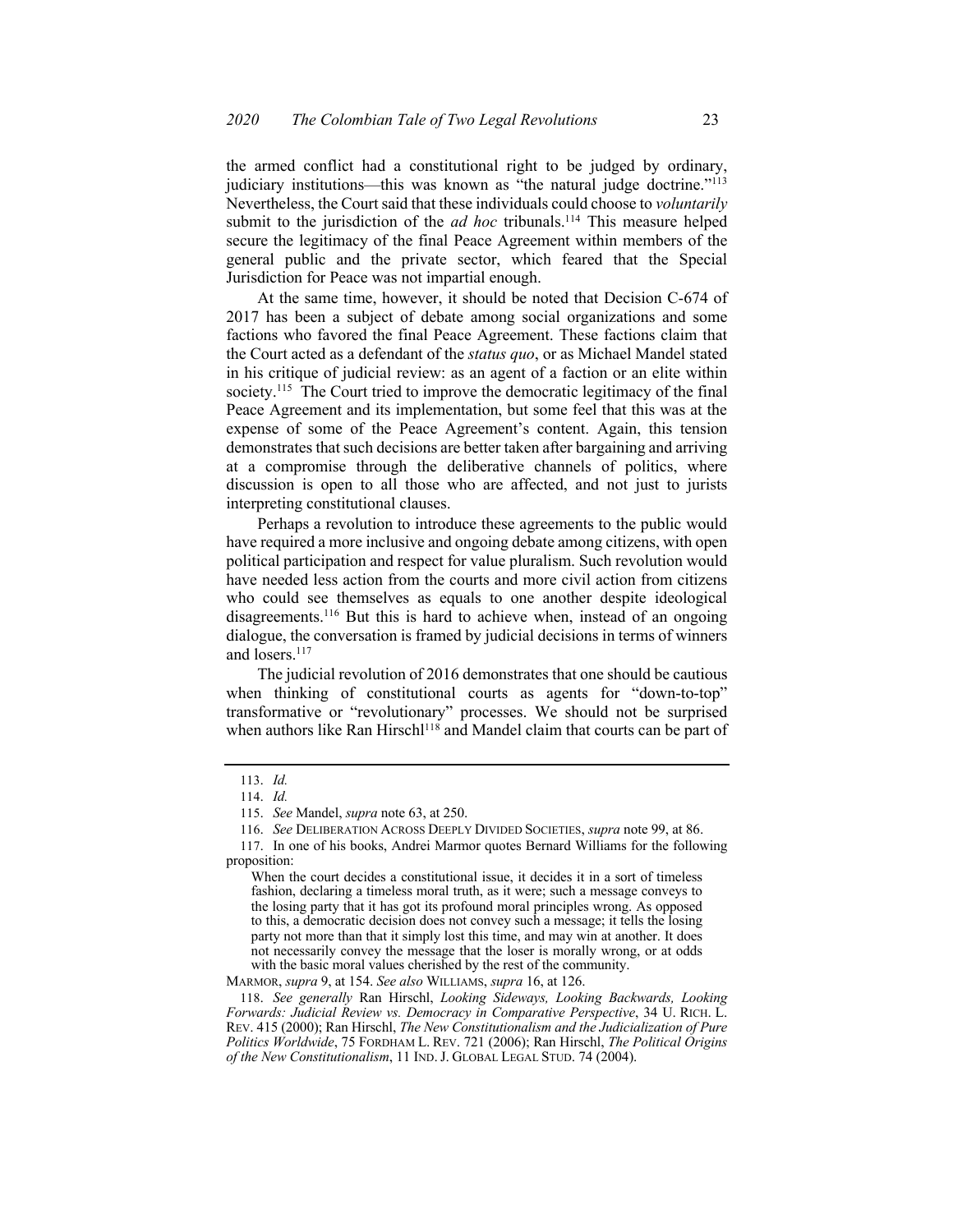the armed conflict had a constitutional right to be judged by ordinary, judiciary institutions—this was known as "the natural judge doctrine."[113] Nevertheless, the Court said that these individuals could choose to *voluntarily* submit to the jurisdiction of the *ad hoc* tribunals.[114] This measure helped secure the legitimacy of the final Peace Agreement within members of the general public and the private sector, which feared that the Special Jurisdiction for Peace was not impartial enough.

At the same time, however, it should be noted that Decision C-674 of 2017 has been a subject of debate among social organizations and some factions who favored the final Peace Agreement. These factions claim that the Court acted as a defendant of the *status quo*, or as Michael Mandel stated in his critique of judicial review: as an agent of a faction or an elite within society.[115] The Court tried to improve the democratic legitimacy of the final Peace Agreement and its implementation, but some feel that this was at the expense of some of the Peace Agreement's content. Again, this tension demonstrates that such decisions are better taken after bargaining and arriving at a compromise through the deliberative channels of politics, where discussion is open to all those who are affected, and not just to jurists interpreting constitutional clauses.

Perhaps a revolution to introduce these agreements to the public would have required a more inclusive and ongoing debate among citizens, with open political participation and respect for value pluralism. Such revolution would have needed less action from the courts and more civil action from citizens who could see themselves as equals to one another despite ideological disagreements.[116] But this is hard to achieve when, instead of an ongoing dialogue, the conversation is framed by judicial decisions in terms of winners and losers.[117]

The judicial revolution of 2016 demonstrates that one should be cautious when thinking of constitutional courts as agents for "down-to-top" transformative or "revolutionary" processes. We should not be surprised when authors like Ran Hirschl[118] and Mandel claim that courts can be part of

---

113. *Id.*

114. *Id.*

115. *See* Mandel, *supra* note 63, at 250.

116. *See* DELIBERATION ACROSS DEEPLY DIVIDED SOCIETIES, *supra* note 99, at 86.

117. In one of his books, Andrei Marmor quotes Bernard Williams for the following proposition:

> When the court decides a constitutional issue, it decides it in a sort of timeless fashion, declaring a timeless moral truth, as it were; such a message conveys to the losing party that it has got its profound moral principles wrong. As opposed to this, a democratic decision does not convey such a message; it tells the losing party not more than that it simply lost this time, and may win at another. It does not necessarily convey the message that the loser is morally wrong, or at odds with the basic moral values cherished by the rest of the community.

MARMOR, *supra* 9, at 154. *See also* WILLIAMS, *supra* 16, at 126.

118. *See generally* Ran Hirschl, *Looking Sideways, Looking Backwards, Looking Forwards: Judicial Review vs. Democracy in Comparative Perspective*, 34 U. RICH. L. REV. 415 (2000); Ran Hirschl, *The New Constitutionalism and the Judicialization of Pure Politics Worldwide*, 75 FORDHAM L. REV. 721 (2006); Ran Hirschl, *The Political Origins of the New Constitutionalism*, 11 IND. J. GLOBAL LEGAL STUD. 74 (2004).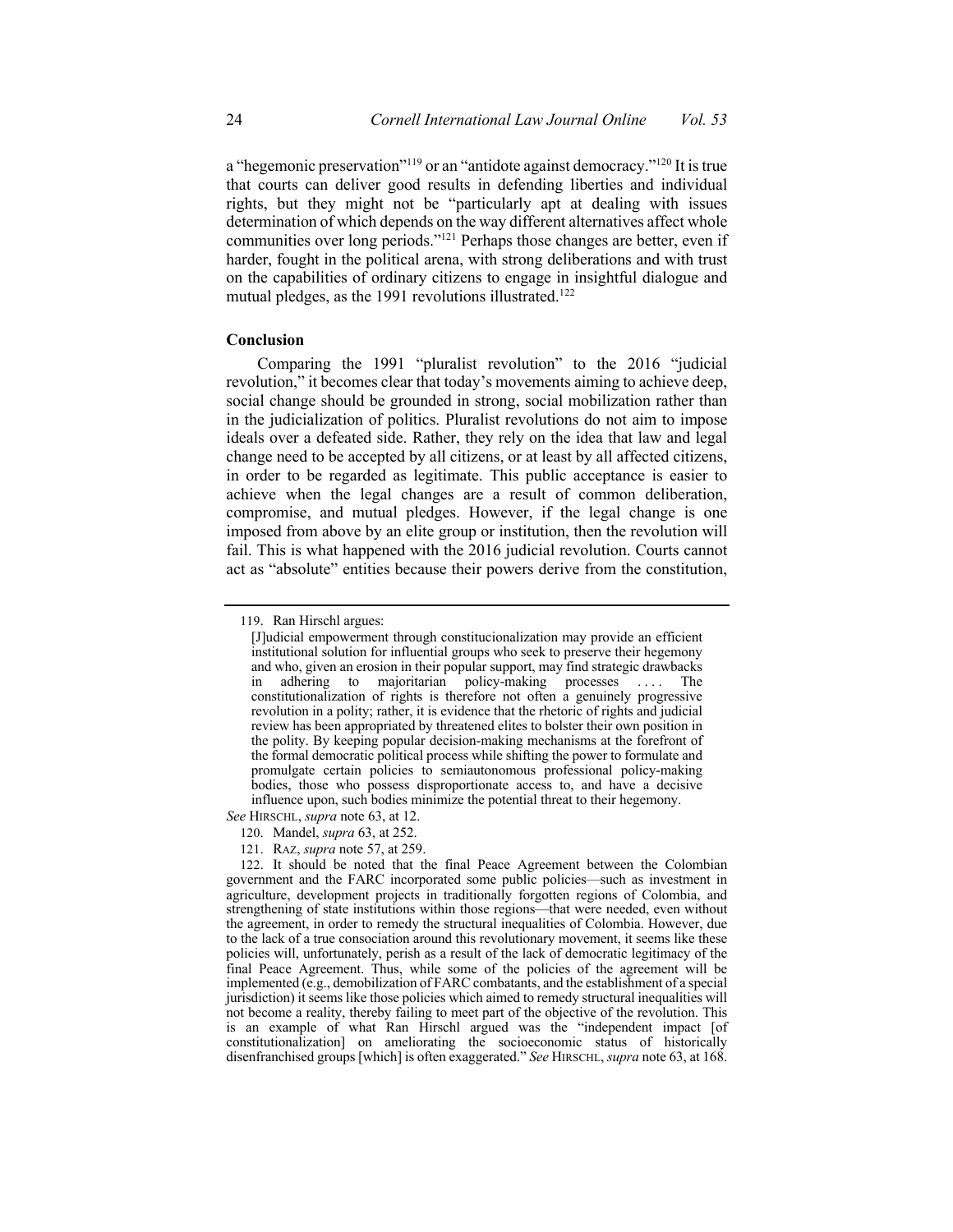a "hegemonic preservation"[119] or an "antidote against democracy."[120] It is true that courts can deliver good results in defending liberties and individual rights, but they might not be "particularly apt at dealing with issues determination of which depends on the way different alternatives affect whole communities over long periods."[121] Perhaps those changes are better, even if harder, fought in the political arena, with strong deliberations and with trust on the capabilities of ordinary citizens to engage in insightful dialogue and mutual pledges, as the 1991 revolutions illustrated.[122]

## Conclusion

Comparing the 1991 "pluralist revolution" to the 2016 "judicial revolution," it becomes clear that today's movements aiming to achieve deep, social change should be grounded in strong, social mobilization rather than in the judicialization of politics. Pluralist revolutions do not aim to impose ideals over a defeated side. Rather, they rely on the idea that law and legal change need to be accepted by all citizens, or at least by all affected citizens, in order to be regarded as legitimate. This public acceptance is easier to achieve when the legal changes are a result of common deliberation, compromise, and mutual pledges. However, if the legal change is one imposed from above by an elite group or institution, then the revolution will fail. This is what happened with the 2016 judicial revolution. Courts cannot act as "absolute" entities because their powers derive from the constitution,

---

119. Ran Hirschl argues:

> [J]udicial empowerment through constitucionalization may provide an efficient institutional solution for influential groups who seek to preserve their hegemony and who, given an erosion in their popular support, may find strategic drawbacks in adhering to majoritarian policy-making processes . . . . The constitutionalization of rights is therefore not often a genuinely progressive revolution in a polity; rather, it is evidence that the rhetoric of rights and judicial review has been appropriated by threatened elites to bolster their own position in the polity. By keeping popular decision-making mechanisms at the forefront of the formal democratic political process while shifting the power to formulate and promulgate certain policies to semiautonomous professional policy-making bodies, those who possess disproportionate access to, and have a decisive influence upon, such bodies minimize the potential threat to their hegemony.

*See* HIRSCHL, *supra* note 63, at 12.

120. Mandel, *supra* 63, at 252.

121. RAZ, *supra* note 57, at 259.

122. It should be noted that the final Peace Agreement between the Colombian government and the FARC incorporated some public policies—such as investment in agriculture, development projects in traditionally forgotten regions of Colombia, and strengthening of state institutions within those regions—that were needed, even without the agreement, in order to remedy the structural inequalities of Colombia. However, due to the lack of a true consociation around this revolutionary movement, it seems like these policies will, unfortunately, perish as a result of the lack of democratic legitimacy of the final Peace Agreement. Thus, while some of the policies of the agreement will be implemented (e.g., demobilization of FARC combatants, and the establishment of a special jurisdiction) it seems like those policies which aimed to remedy structural inequalities will not become a reality, thereby failing to meet part of the objective of the revolution. This is an example of what Ran Hirschl argued was the "independent impact [of constitutionalization] on ameliorating the socioeconomic status of historically disenfranchised groups [which] is often exaggerated." *See* HIRSCHL, *supra* note 63, at 168.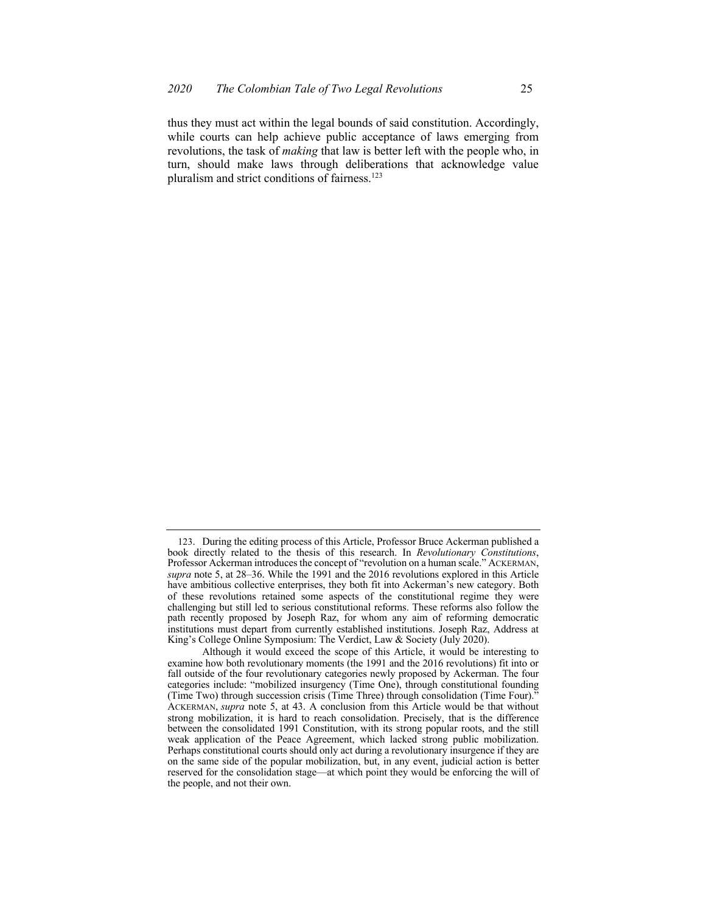thus they must act within the legal bounds of said constitution. Accordingly, while courts can help achieve public acceptance of laws emerging from revolutions, the task of *making* that law is better left with the people who, in turn, should make laws through deliberations that acknowledge value pluralism and strict conditions of fairness.[123]

---

123. During the editing process of this Article, Professor Bruce Ackerman published a book directly related to the thesis of this research. In *Revolutionary Constitutions*, Professor Ackerman introduces the concept of "revolution on a human scale." ACKERMAN, *supra* note 5, at 28–36. While the 1991 and the 2016 revolutions explored in this Article have ambitious collective enterprises, they both fit into Ackerman's new category. Both of these revolutions retained some aspects of the constitutional regime they were challenging but still led to serious constitutional reforms. These reforms also follow the path recently proposed by Joseph Raz, for whom any aim of reforming democratic institutions must depart from currently established institutions. Joseph Raz, Address at King's College Online Symposium: The Verdict, Law & Society (July 2020).

Although it would exceed the scope of this Article, it would be interesting to examine how both revolutionary moments (the 1991 and the 2016 revolutions) fit into or fall outside of the four revolutionary categories newly proposed by Ackerman. The four categories include: "mobilized insurgency (Time One), through constitutional founding (Time Two) through succession crisis (Time Three) through consolidation (Time Four)." ACKERMAN, *supra* note 5, at 43. A conclusion from this Article would be that without strong mobilization, it is hard to reach consolidation. Precisely, that is the difference between the consolidated 1991 Constitution, with its strong popular roots, and the still weak application of the Peace Agreement, which lacked strong public mobilization. Perhaps constitutional courts should only act during a revolutionary insurgence if they are on the same side of the popular mobilization, but, in any event, judicial action is better reserved for the consolidation stage—at which point they would be enforcing the will of the people, and not their own.